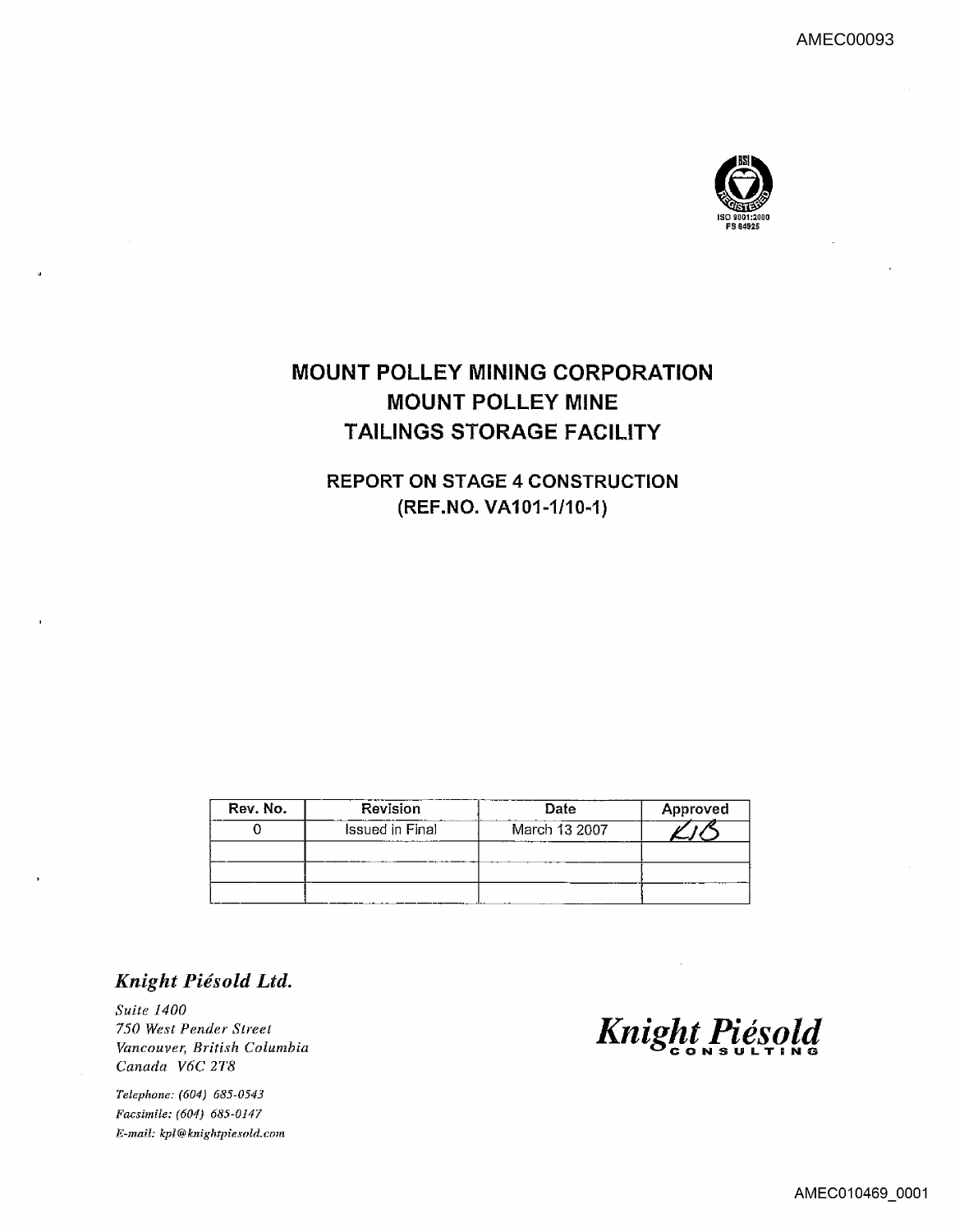# MOUNT POLLEY MINING CORPORATION
# MOUNT POLLEY MINE
# TAILINGS STORAGE FACILITY

## REPORT ON STAGE 4 CONSTRUCTION
## (REF.NO. VA101-1/10-1)

| Rev. No. | Revision | Date | Approved |
|---|---|---|---|
| 0 | Issued in Final | March 13 2007 | KJB |
| | | | |
| | | | |
| | | | |

***Knight Piésold Ltd.***

*Suite 1400*
*750 West Pender Street*
*Vancouver, British Columbia*
*Canada V6C 2T8*

*Telephone: (604) 685-0543*
*Facsimile: (604) 685-0147*
*E-mail: kpl@knightpiesold.com*

**Knight Piésold**
CONSULTING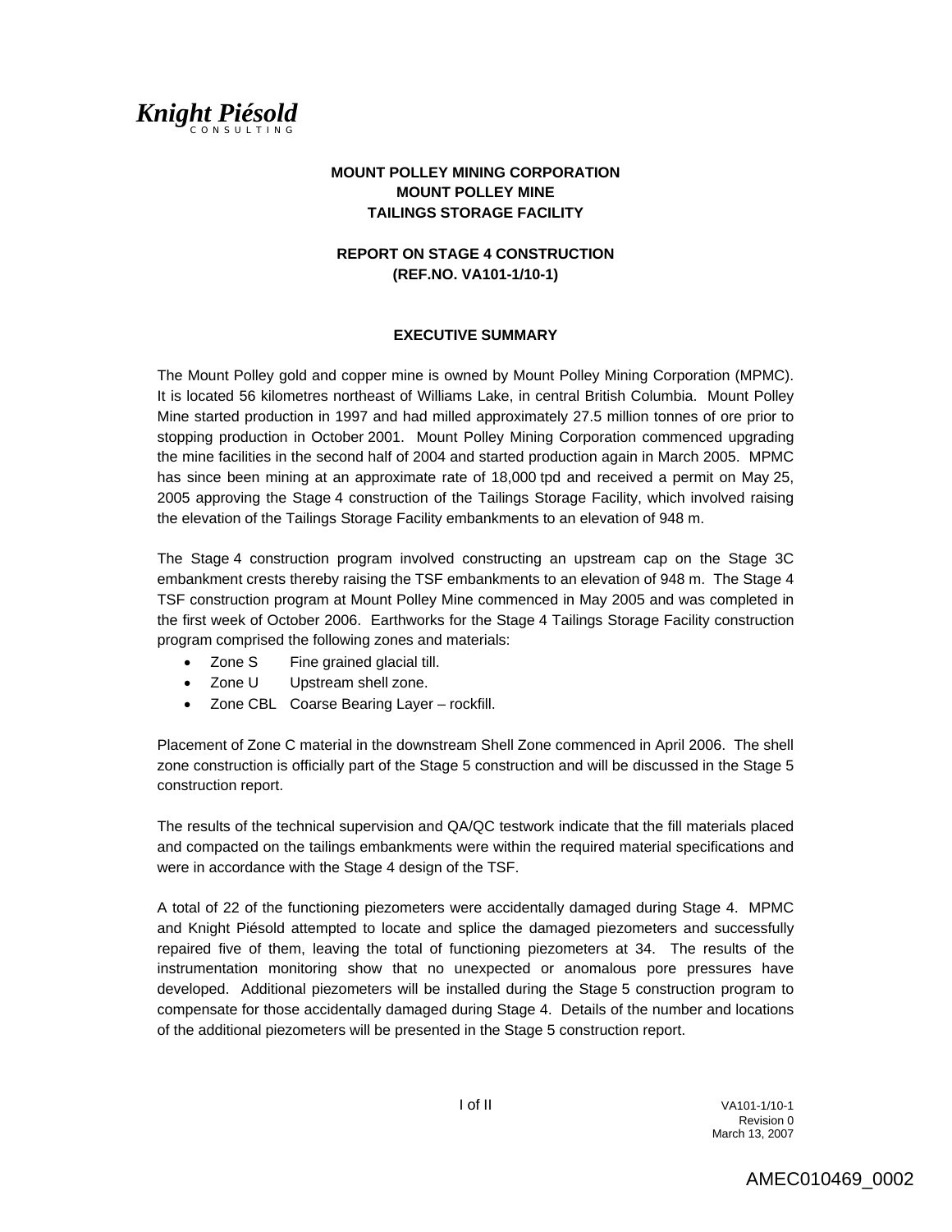*Knight Piésold*
CONSULTING

**MOUNT POLLEY MINING CORPORATION**
**MOUNT POLLEY MINE**
**TAILINGS STORAGE FACILITY**

**REPORT ON STAGE 4 CONSTRUCTION**
**(REF.NO. VA101-1/10-1)**

## EXECUTIVE SUMMARY

The Mount Polley gold and copper mine is owned by Mount Polley Mining Corporation (MPMC). It is located 56 kilometres northeast of Williams Lake, in central British Columbia. Mount Polley Mine started production in 1997 and had milled approximately 27.5 million tonnes of ore prior to stopping production in October 2001. Mount Polley Mining Corporation commenced upgrading the mine facilities in the second half of 2004 and started production again in March 2005. MPMC has since been mining at an approximate rate of 18,000 tpd and received a permit on May 25, 2005 approving the Stage 4 construction of the Tailings Storage Facility, which involved raising the elevation of the Tailings Storage Facility embankments to an elevation of 948 m.

The Stage 4 construction program involved constructing an upstream cap on the Stage 3C embankment crests thereby raising the TSF embankments to an elevation of 948 m. The Stage 4 TSF construction program at Mount Polley Mine commenced in May 2005 and was completed in the first week of October 2006. Earthworks for the Stage 4 Tailings Storage Facility construction program comprised the following zones and materials:

- Zone S Fine grained glacial till.
- Zone U Upstream shell zone.
- Zone CBL Coarse Bearing Layer – rockfill.

Placement of Zone C material in the downstream Shell Zone commenced in April 2006. The shell zone construction is officially part of the Stage 5 construction and will be discussed in the Stage 5 construction report.

The results of the technical supervision and QA/QC testwork indicate that the fill materials placed and compacted on the tailings embankments were within the required material specifications and were in accordance with the Stage 4 design of the TSF.

A total of 22 of the functioning piezometers were accidentally damaged during Stage 4. MPMC and Knight Piésold attempted to locate and splice the damaged piezometers and successfully repaired five of them, leaving the total of functioning piezometers at 34. The results of the instrumentation monitoring show that no unexpected or anomalous pore pressures have developed. Additional piezometers will be installed during the Stage 5 construction program to compensate for those accidentally damaged during Stage 4. Details of the number and locations of the additional piezometers will be presented in the Stage 5 construction report.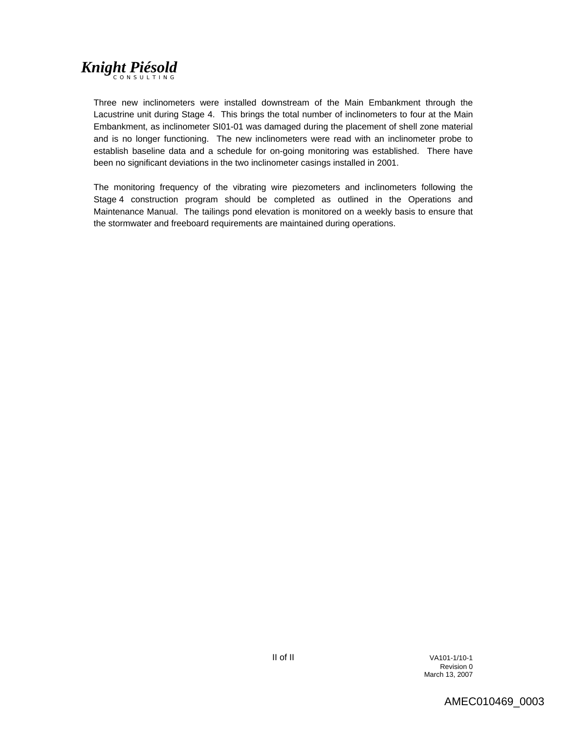Three new inclinometers were installed downstream of the Main Embankment through the Lacustrine unit during Stage 4. This brings the total number of inclinometers to four at the Main Embankment, as inclinometer SI01-01 was damaged during the placement of shell zone material and is no longer functioning. The new inclinometers were read with an inclinometer probe to establish baseline data and a schedule for on-going monitoring was established. There have been no significant deviations in the two inclinometer casings installed in 2001.

The monitoring frequency of the vibrating wire piezometers and inclinometers following the Stage 4 construction program should be completed as outlined in the Operations and Maintenance Manual. The tailings pond elevation is monitored on a weekly basis to ensure that the stormwater and freeboard requirements are maintained during operations.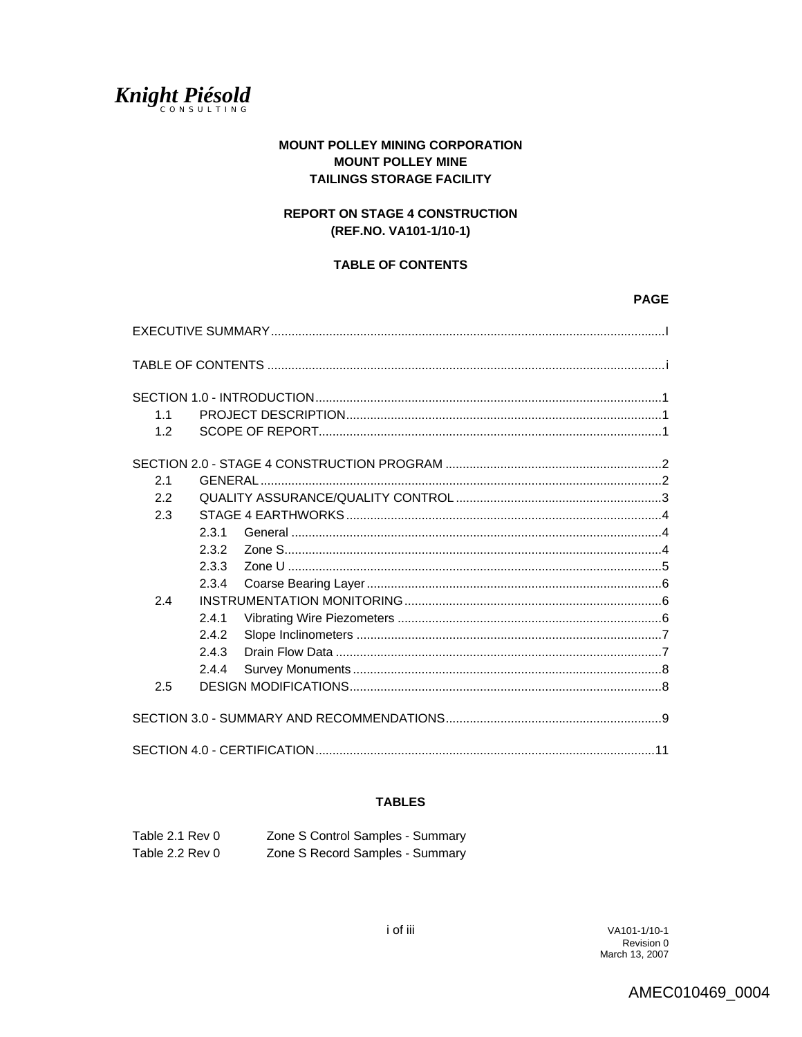*Knight Piésold*
CONSULTING

**MOUNT POLLEY MINING CORPORATION**
**MOUNT POLLEY MINE**
**TAILINGS STORAGE FACILITY**

**REPORT ON STAGE 4 CONSTRUCTION**
**(REF.NO. VA101-1/10-1)**

**TABLE OF CONTENTS**

| | | | PAGE |
|---|---|---|---|
| EXECUTIVE SUMMARY | | | I |
| TABLE OF CONTENTS | | | i |
| SECTION 1.0 - INTRODUCTION | | | 1 |
| 1.1 | PROJECT DESCRIPTION | | 1 |
| 1.2 | SCOPE OF REPORT | | 1 |
| SECTION 2.0 - STAGE 4 CONSTRUCTION PROGRAM | | | 2 |
| 2.1 | GENERAL | | 2 |
| 2.2 | QUALITY ASSURANCE/QUALITY CONTROL | | 3 |
| 2.3 | STAGE 4 EARTHWORKS | | 4 |
| | 2.3.1 | General | 4 |
| | 2.3.2 | Zone S | 4 |
| | 2.3.3 | Zone U | 5 |
| | 2.3.4 | Coarse Bearing Layer | 6 |
| 2.4 | INSTRUMENTATION MONITORING | | 6 |
| | 2.4.1 | Vibrating Wire Piezometers | 6 |
| | 2.4.2 | Slope Inclinometers | 7 |
| | 2.4.3 | Drain Flow Data | 7 |
| | 2.4.4 | Survey Monuments | 8 |
| 2.5 | DESIGN MODIFICATIONS | | 8 |
| SECTION 3.0 - SUMMARY AND RECOMMENDATIONS | | | 9 |
| SECTION 4.0 - CERTIFICATION | | | 11 |

**TABLES**

| | |
|---|---|
| Table 2.1 Rev 0 | Zone S Control Samples - Summary |
| Table 2.2 Rev 0 | Zone S Record Samples - Summary |

VA101-1/10-1
Revision 0
March 13, 2007

AMEC010469_0004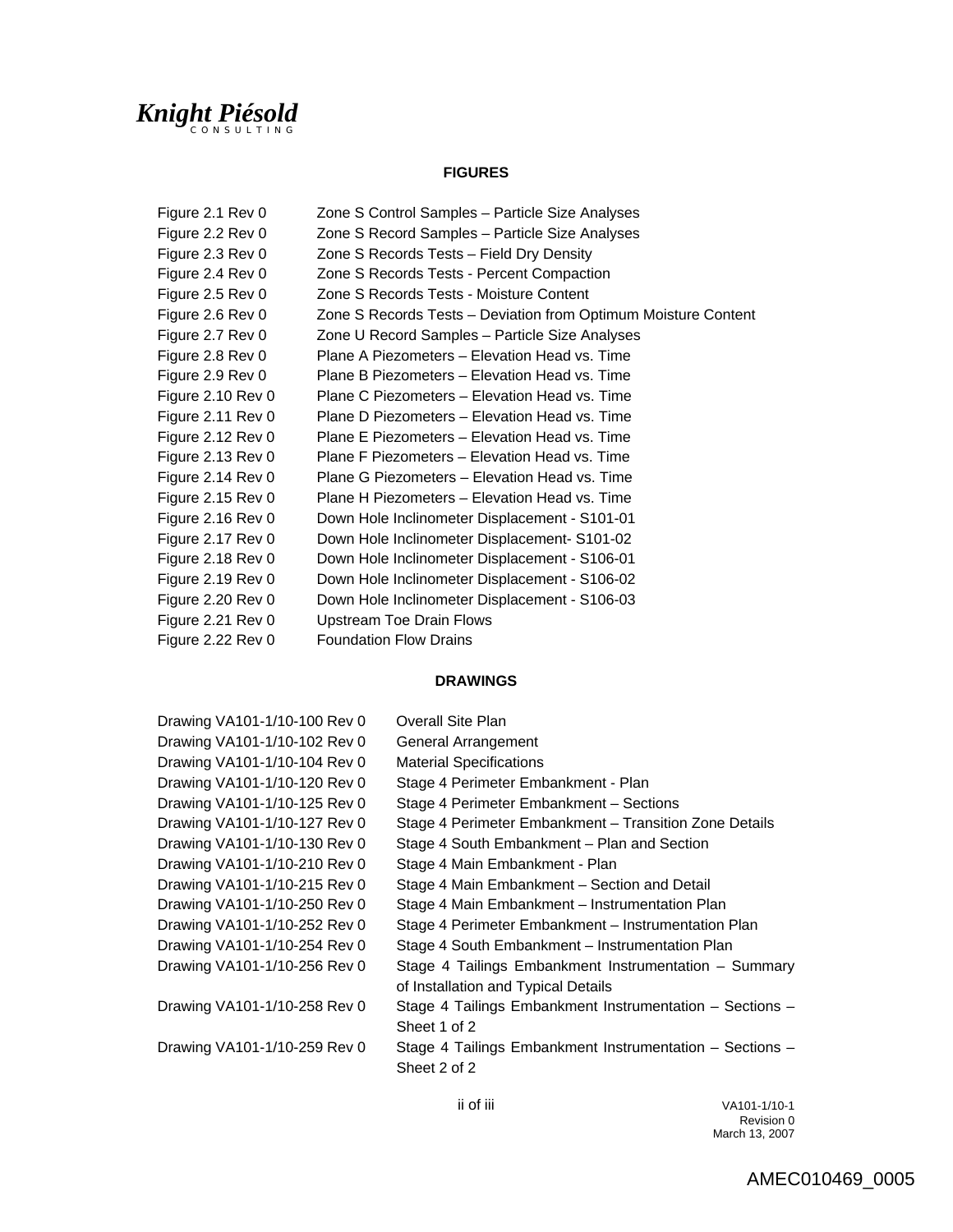## FIGURES

| | |
|---|---|
| Figure 2.1 Rev 0 | Zone S Control Samples – Particle Size Analyses |
| Figure 2.2 Rev 0 | Zone S Record Samples – Particle Size Analyses |
| Figure 2.3 Rev 0 | Zone S Records Tests – Field Dry Density |
| Figure 2.4 Rev 0 | Zone S Records Tests - Percent Compaction |
| Figure 2.5 Rev 0 | Zone S Records Tests - Moisture Content |
| Figure 2.6 Rev 0 | Zone S Records Tests – Deviation from Optimum Moisture Content |
| Figure 2.7 Rev 0 | Zone U Record Samples – Particle Size Analyses |
| Figure 2.8 Rev 0 | Plane A Piezometers – Elevation Head vs. Time |
| Figure 2.9 Rev 0 | Plane B Piezometers – Elevation Head vs. Time |
| Figure 2.10 Rev 0 | Plane C Piezometers – Elevation Head vs. Time |
| Figure 2.11 Rev 0 | Plane D Piezometers – Elevation Head vs. Time |
| Figure 2.12 Rev 0 | Plane E Piezometers – Elevation Head vs. Time |
| Figure 2.13 Rev 0 | Plane F Piezometers – Elevation Head vs. Time |
| Figure 2.14 Rev 0 | Plane G Piezometers – Elevation Head vs. Time |
| Figure 2.15 Rev 0 | Plane H Piezometers – Elevation Head vs. Time |
| Figure 2.16 Rev 0 | Down Hole Inclinometer Displacement - S101-01 |
| Figure 2.17 Rev 0 | Down Hole Inclinometer Displacement- S101-02 |
| Figure 2.18 Rev 0 | Down Hole Inclinometer Displacement - S106-01 |
| Figure 2.19 Rev 0 | Down Hole Inclinometer Displacement - S106-02 |
| Figure 2.20 Rev 0 | Down Hole Inclinometer Displacement - S106-03 |
| Figure 2.21 Rev 0 | Upstream Toe Drain Flows |
| Figure 2.22 Rev 0 | Foundation Flow Drains |

## DRAWINGS

| | |
|---|---|
| Drawing VA101-1/10-100 Rev 0 | Overall Site Plan |
| Drawing VA101-1/10-102 Rev 0 | General Arrangement |
| Drawing VA101-1/10-104 Rev 0 | Material Specifications |
| Drawing VA101-1/10-120 Rev 0 | Stage 4 Perimeter Embankment - Plan |
| Drawing VA101-1/10-125 Rev 0 | Stage 4 Perimeter Embankment – Sections |
| Drawing VA101-1/10-127 Rev 0 | Stage 4 Perimeter Embankment – Transition Zone Details |
| Drawing VA101-1/10-130 Rev 0 | Stage 4 South Embankment – Plan and Section |
| Drawing VA101-1/10-210 Rev 0 | Stage 4 Main Embankment - Plan |
| Drawing VA101-1/10-215 Rev 0 | Stage 4 Main Embankment – Section and Detail |
| Drawing VA101-1/10-250 Rev 0 | Stage 4 Main Embankment – Instrumentation Plan |
| Drawing VA101-1/10-252 Rev 0 | Stage 4 Perimeter Embankment – Instrumentation Plan |
| Drawing VA101-1/10-254 Rev 0 | Stage 4 South Embankment – Instrumentation Plan |
| Drawing VA101-1/10-256 Rev 0 | Stage 4 Tailings Embankment Instrumentation – Summary of Installation and Typical Details |
| Drawing VA101-1/10-258 Rev 0 | Stage 4 Tailings Embankment Instrumentation – Sections – Sheet 1 of 2 |
| Drawing VA101-1/10-259 Rev 0 | Stage 4 Tailings Embankment Instrumentation – Sections – Sheet 2 of 2 |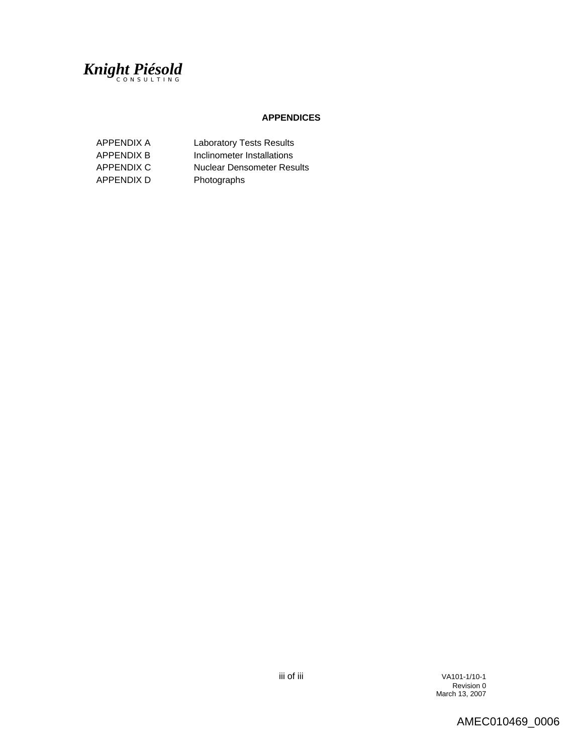## APPENDICES

| | |
|---|---|
| APPENDIX A | Laboratory Tests Results |
| APPENDIX B | Inclinometer Installations |
| APPENDIX C | Nuclear Densometer Results |
| APPENDIX D | Photographs |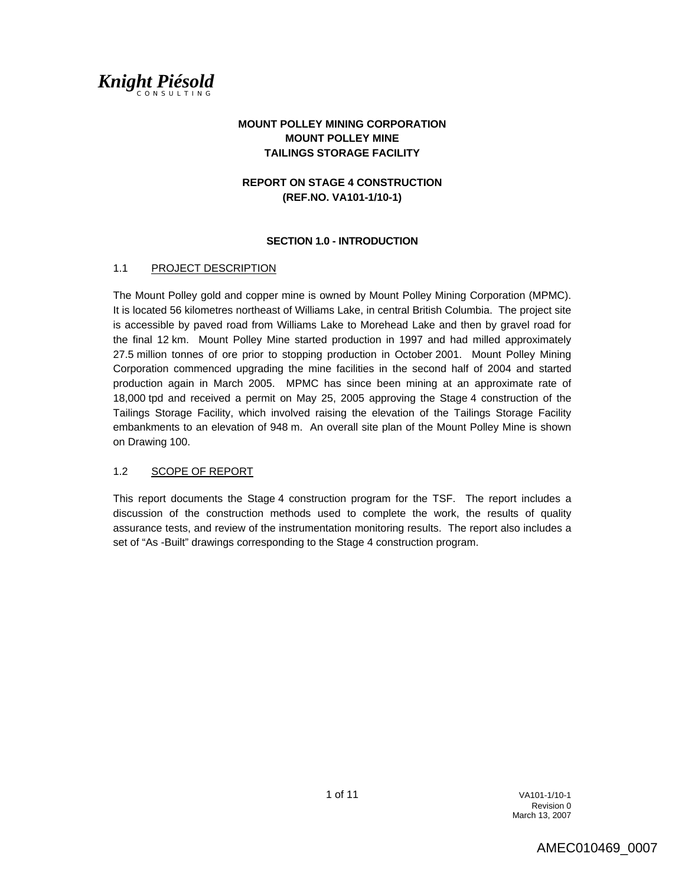*Knight Piésold*
CONSULTING

**MOUNT POLLEY MINING CORPORATION**
**MOUNT POLLEY MINE**
**TAILINGS STORAGE FACILITY**

**REPORT ON STAGE 4 CONSTRUCTION**
**(REF.NO. VA101-1/10-1)**

## SECTION 1.0 - INTRODUCTION

### 1.1 PROJECT DESCRIPTION

The Mount Polley gold and copper mine is owned by Mount Polley Mining Corporation (MPMC). It is located 56 kilometres northeast of Williams Lake, in central British Columbia. The project site is accessible by paved road from Williams Lake to Morehead Lake and then by gravel road for the final 12 km. Mount Polley Mine started production in 1997 and had milled approximately 27.5 million tonnes of ore prior to stopping production in October 2001. Mount Polley Mining Corporation commenced upgrading the mine facilities in the second half of 2004 and started production again in March 2005. MPMC has since been mining at an approximate rate of 18,000 tpd and received a permit on May 25, 2005 approving the Stage 4 construction of the Tailings Storage Facility, which involved raising the elevation of the Tailings Storage Facility embankments to an elevation of 948 m. An overall site plan of the Mount Polley Mine is shown on Drawing 100.

### 1.2 SCOPE OF REPORT

This report documents the Stage 4 construction program for the TSF. The report includes a discussion of the construction methods used to complete the work, the results of quality assurance tests, and review of the instrumentation monitoring results. The report also includes a set of "As -Built" drawings corresponding to the Stage 4 construction program.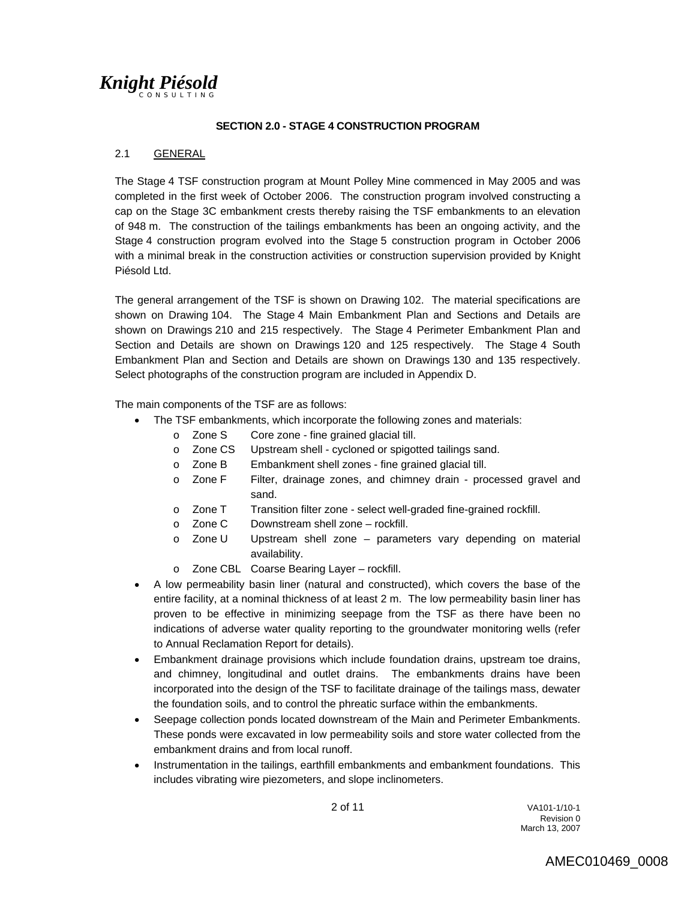## SECTION 2.0 - STAGE 4 CONSTRUCTION PROGRAM

### 2.1 GENERAL

The Stage 4 TSF construction program at Mount Polley Mine commenced in May 2005 and was completed in the first week of October 2006. The construction program involved constructing a cap on the Stage 3C embankment crests thereby raising the TSF embankments to an elevation of 948 m. The construction of the tailings embankments has been an ongoing activity, and the Stage 4 construction program evolved into the Stage 5 construction program in October 2006 with a minimal break in the construction activities or construction supervision provided by Knight Piésold Ltd.

The general arrangement of the TSF is shown on Drawing 102. The material specifications are shown on Drawing 104. The Stage 4 Main Embankment Plan and Sections and Details are shown on Drawings 210 and 215 respectively. The Stage 4 Perimeter Embankment Plan and Section and Details are shown on Drawings 120 and 125 respectively. The Stage 4 South Embankment Plan and Section and Details are shown on Drawings 130 and 135 respectively. Select photographs of the construction program are included in Appendix D.

The main components of the TSF are as follows:

- The TSF embankments, which incorporate the following zones and materials:
  - Zone S Core zone - fine grained glacial till.
  - Zone CS Upstream shell - cycloned or spigotted tailings sand.
  - Zone B Embankment shell zones - fine grained glacial till.
  - Zone F Filter, drainage zones, and chimney drain - processed gravel and sand.
  - Zone T Transition filter zone - select well-graded fine-grained rockfill.
  - Zone C Downstream shell zone – rockfill.
  - Zone U Upstream shell zone – parameters vary depending on material availability.
  - Zone CBL Coarse Bearing Layer – rockfill.
- A low permeability basin liner (natural and constructed), which covers the base of the entire facility, at a nominal thickness of at least 2 m. The low permeability basin liner has proven to be effective in minimizing seepage from the TSF as there have been no indications of adverse water quality reporting to the groundwater monitoring wells (refer to Annual Reclamation Report for details).
- Embankment drainage provisions which include foundation drains, upstream toe drains, and chimney, longitudinal and outlet drains. The embankments drains have been incorporated into the design of the TSF to facilitate drainage of the tailings mass, dewater the foundation soils, and to control the phreatic surface within the embankments.
- Seepage collection ponds located downstream of the Main and Perimeter Embankments. These ponds were excavated in low permeability soils and store water collected from the embankment drains and from local runoff.
- Instrumentation in the tailings, earthfill embankments and embankment foundations. This includes vibrating wire piezometers, and slope inclinometers.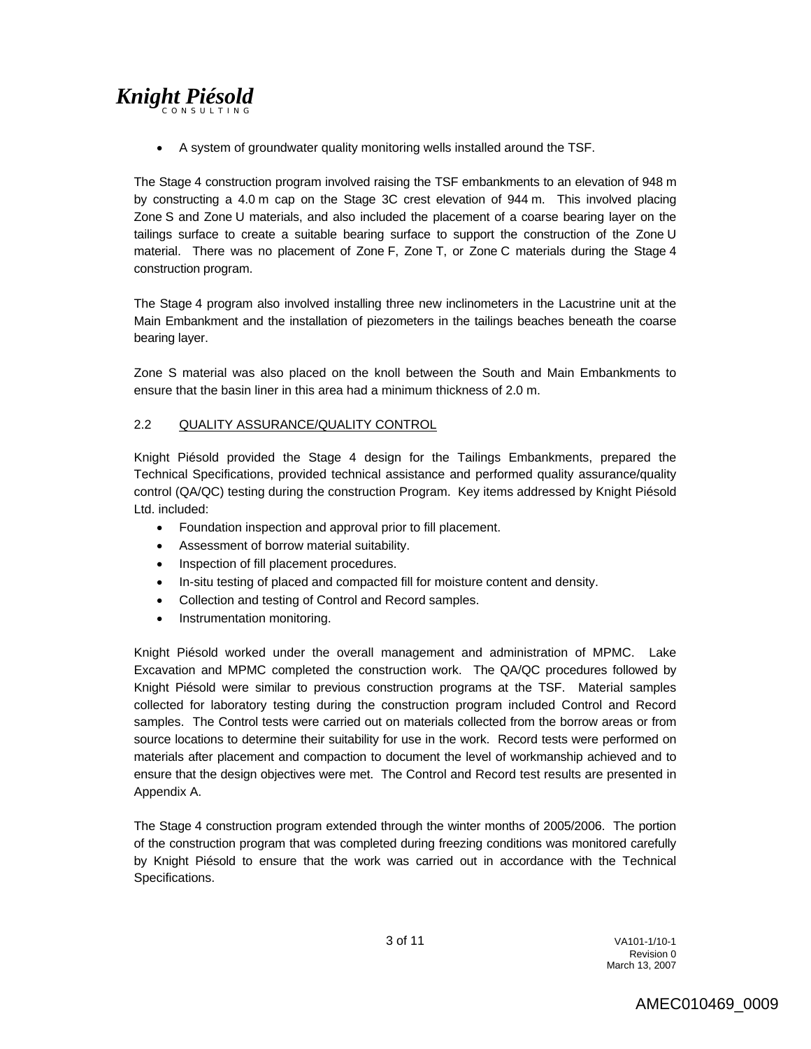- A system of groundwater quality monitoring wells installed around the TSF.

The Stage 4 construction program involved raising the TSF embankments to an elevation of 948 m by constructing a 4.0 m cap on the Stage 3C crest elevation of 944 m. This involved placing Zone S and Zone U materials, and also included the placement of a coarse bearing layer on the tailings surface to create a suitable bearing surface to support the construction of the Zone U material. There was no placement of Zone F, Zone T, or Zone C materials during the Stage 4 construction program.

The Stage 4 program also involved installing three new inclinometers in the Lacustrine unit at the Main Embankment and the installation of piezometers in the tailings beaches beneath the coarse bearing layer.

Zone S material was also placed on the knoll between the South and Main Embankments to ensure that the basin liner in this area had a minimum thickness of 2.0 m.

## 2.2 QUALITY ASSURANCE/QUALITY CONTROL

Knight Piésold provided the Stage 4 design for the Tailings Embankments, prepared the Technical Specifications, provided technical assistance and performed quality assurance/quality control (QA/QC) testing during the construction Program. Key items addressed by Knight Piésold Ltd. included:

- Foundation inspection and approval prior to fill placement.
- Assessment of borrow material suitability.
- Inspection of fill placement procedures.
- In-situ testing of placed and compacted fill for moisture content and density.
- Collection and testing of Control and Record samples.
- Instrumentation monitoring.

Knight Piésold worked under the overall management and administration of MPMC. Lake Excavation and MPMC completed the construction work. The QA/QC procedures followed by Knight Piésold were similar to previous construction programs at the TSF. Material samples collected for laboratory testing during the construction program included Control and Record samples. The Control tests were carried out on materials collected from the borrow areas or from source locations to determine their suitability for use in the work. Record tests were performed on materials after placement and compaction to document the level of workmanship achieved and to ensure that the design objectives were met. The Control and Record test results are presented in Appendix A.

The Stage 4 construction program extended through the winter months of 2005/2006. The portion of the construction program that was completed during freezing conditions was monitored carefully by Knight Piésold to ensure that the work was carried out in accordance with the Technical Specifications.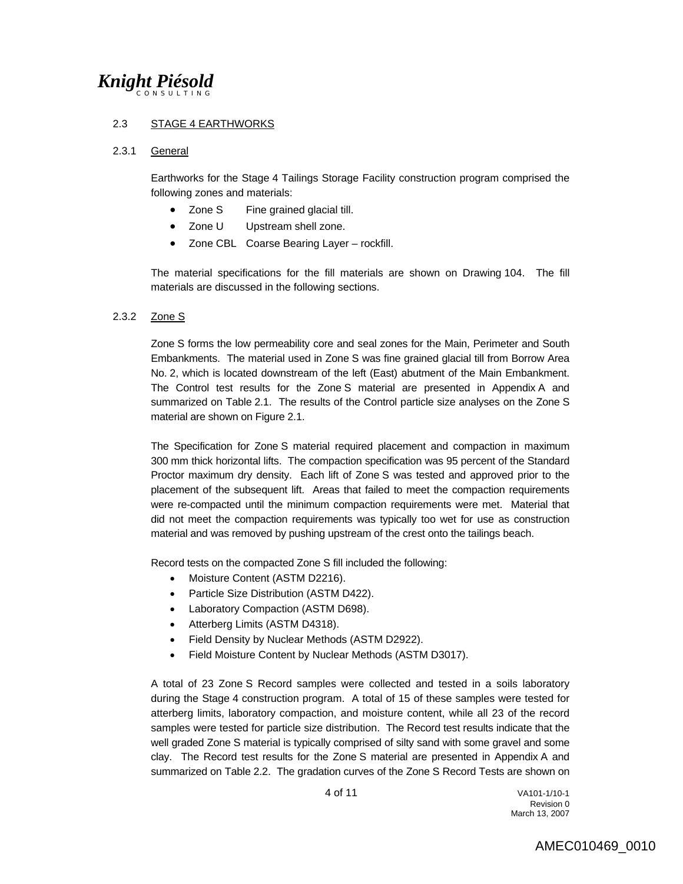## 2.3 STAGE 4 EARTHWORKS

### 2.3.1 General

Earthworks for the Stage 4 Tailings Storage Facility construction program comprised the following zones and materials:

- Zone S Fine grained glacial till.
- Zone U Upstream shell zone.
- Zone CBL Coarse Bearing Layer – rockfill.

The material specifications for the fill materials are shown on Drawing 104. The fill materials are discussed in the following sections.

### 2.3.2 Zone S

Zone S forms the low permeability core and seal zones for the Main, Perimeter and South Embankments. The material used in Zone S was fine grained glacial till from Borrow Area No. 2, which is located downstream of the left (East) abutment of the Main Embankment. The Control test results for the Zone S material are presented in Appendix A and summarized on Table 2.1. The results of the Control particle size analyses on the Zone S material are shown on Figure 2.1.

The Specification for Zone S material required placement and compaction in maximum 300 mm thick horizontal lifts. The compaction specification was 95 percent of the Standard Proctor maximum dry density. Each lift of Zone S was tested and approved prior to the placement of the subsequent lift. Areas that failed to meet the compaction requirements were re-compacted until the minimum compaction requirements were met. Material that did not meet the compaction requirements was typically too wet for use as construction material and was removed by pushing upstream of the crest onto the tailings beach.

Record tests on the compacted Zone S fill included the following:

- Moisture Content (ASTM D2216).
- Particle Size Distribution (ASTM D422).
- Laboratory Compaction (ASTM D698).
- Atterberg Limits (ASTM D4318).
- Field Density by Nuclear Methods (ASTM D2922).
- Field Moisture Content by Nuclear Methods (ASTM D3017).

A total of 23 Zone S Record samples were collected and tested in a soils laboratory during the Stage 4 construction program. A total of 15 of these samples were tested for atterberg limits, laboratory compaction, and moisture content, while all 23 of the record samples were tested for particle size distribution. The Record test results indicate that the well graded Zone S material is typically comprised of silty sand with some gravel and some clay. The Record test results for the Zone S material are presented in Appendix A and summarized on Table 2.2. The gradation curves of the Zone S Record Tests are shown on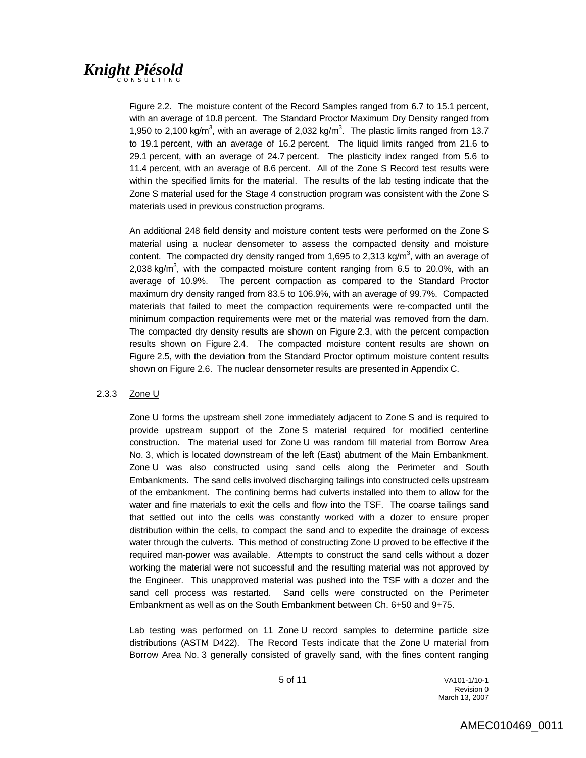Figure 2.2. The moisture content of the Record Samples ranged from 6.7 to 15.1 percent, with an average of 10.8 percent. The Standard Proctor Maximum Dry Density ranged from 1,950 to 2,100 kg/m$^3$, with an average of 2,032 kg/m$^3$. The plastic limits ranged from 13.7 to 19.1 percent, with an average of 16.2 percent. The liquid limits ranged from 21.6 to 29.1 percent, with an average of 24.7 percent. The plasticity index ranged from 5.6 to 11.4 percent, with an average of 8.6 percent. All of the Zone S Record test results were within the specified limits for the material. The results of the lab testing indicate that the Zone S material used for the Stage 4 construction program was consistent with the Zone S materials used in previous construction programs.

An additional 248 field density and moisture content tests were performed on the Zone S material using a nuclear densometer to assess the compacted density and moisture content. The compacted dry density ranged from 1,695 to 2,313 kg/m$^3$, with an average of 2,038 kg/m$^3$, with the compacted moisture content ranging from 6.5 to 20.0%, with an average of 10.9%. The percent compaction as compared to the Standard Proctor maximum dry density ranged from 83.5 to 106.9%, with an average of 99.7%. Compacted materials that failed to meet the compaction requirements were re-compacted until the minimum compaction requirements were met or the material was removed from the dam. The compacted dry density results are shown on Figure 2.3, with the percent compaction results shown on Figure 2.4. The compacted moisture content results are shown on Figure 2.5, with the deviation from the Standard Proctor optimum moisture content results shown on Figure 2.6. The nuclear densometer results are presented in Appendix C.

### 2.3.3 Zone U

Zone U forms the upstream shell zone immediately adjacent to Zone S and is required to provide upstream support of the Zone S material required for modified centerline construction. The material used for Zone U was random fill material from Borrow Area No. 3, which is located downstream of the left (East) abutment of the Main Embankment. Zone U was also constructed using sand cells along the Perimeter and South Embankments. The sand cells involved discharging tailings into constructed cells upstream of the embankment. The confining berms had culverts installed into them to allow for the water and fine materials to exit the cells and flow into the TSF. The coarse tailings sand that settled out into the cells was constantly worked with a dozer to ensure proper distribution within the cells, to compact the sand and to expedite the drainage of excess water through the culverts. This method of constructing Zone U proved to be effective if the required man-power was available. Attempts to construct the sand cells without a dozer working the material were not successful and the resulting material was not approved by the Engineer. This unapproved material was pushed into the TSF with a dozer and the sand cell process was restarted. Sand cells were constructed on the Perimeter Embankment as well as on the South Embankment between Ch. 6+50 and 9+75.

Lab testing was performed on 11 Zone U record samples to determine particle size distributions (ASTM D422). The Record Tests indicate that the Zone U material from Borrow Area No. 3 generally consisted of gravelly sand, with the fines content ranging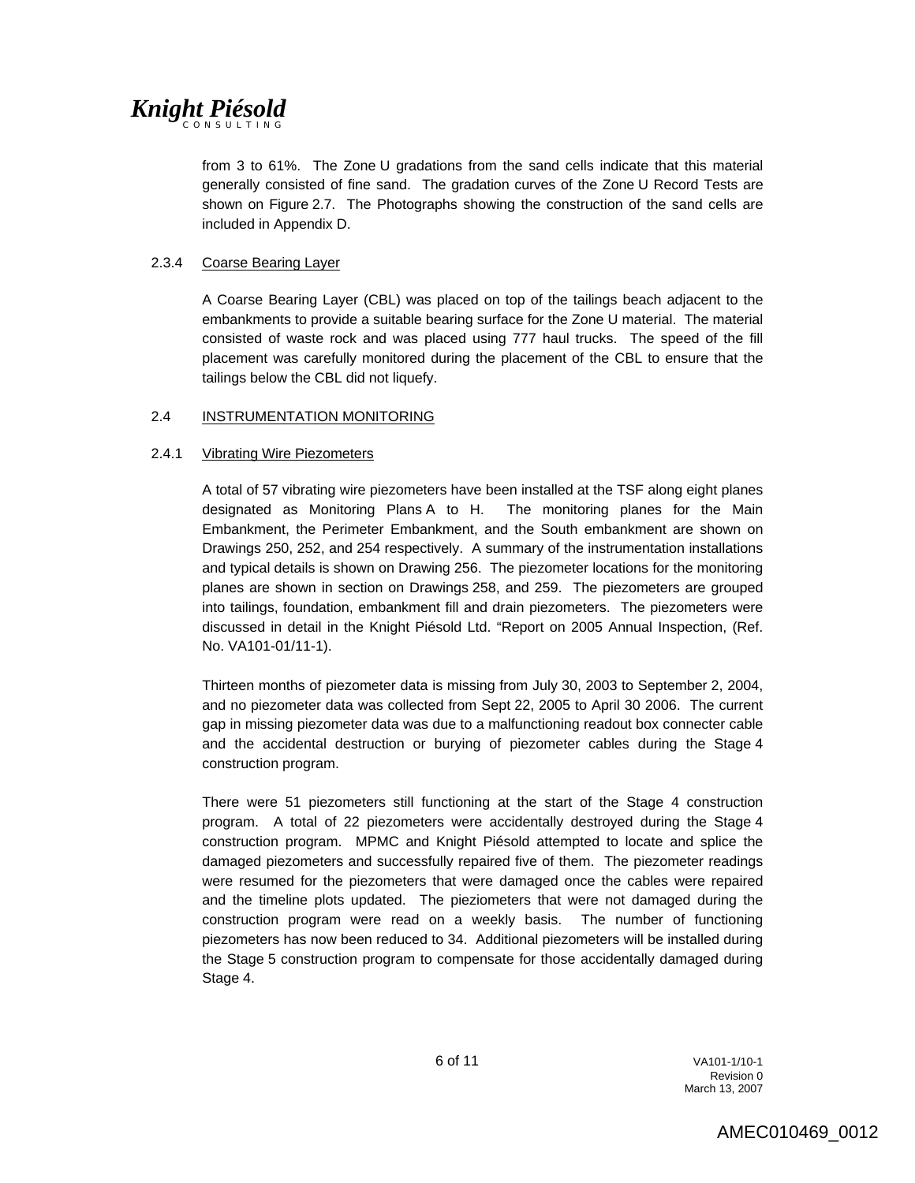from 3 to 61%. The Zone U gradations from the sand cells indicate that this material generally consisted of fine sand. The gradation curves of the Zone U Record Tests are shown on Figure 2.7. The Photographs showing the construction of the sand cells are included in Appendix D.

### 2.3.4 Coarse Bearing Layer

A Coarse Bearing Layer (CBL) was placed on top of the tailings beach adjacent to the embankments to provide a suitable bearing surface for the Zone U material. The material consisted of waste rock and was placed using 777 haul trucks. The speed of the fill placement was carefully monitored during the placement of the CBL to ensure that the tailings below the CBL did not liquefy.

## 2.4 INSTRUMENTATION MONITORING

### 2.4.1 Vibrating Wire Piezometers

A total of 57 vibrating wire piezometers have been installed at the TSF along eight planes designated as Monitoring Plans A to H. The monitoring planes for the Main Embankment, the Perimeter Embankment, and the South embankment are shown on Drawings 250, 252, and 254 respectively. A summary of the instrumentation installations and typical details is shown on Drawing 256. The piezometer locations for the monitoring planes are shown in section on Drawings 258, and 259. The piezometers are grouped into tailings, foundation, embankment fill and drain piezometers. The piezometers were discussed in detail in the Knight Piésold Ltd. "Report on 2005 Annual Inspection, (Ref. No. VA101-01/11-1).

Thirteen months of piezometer data is missing from July 30, 2003 to September 2, 2004, and no piezometer data was collected from Sept 22, 2005 to April 30 2006. The current gap in missing piezometer data was due to a malfunctioning readout box connecter cable and the accidental destruction or burying of piezometer cables during the Stage 4 construction program.

There were 51 piezometers still functioning at the start of the Stage 4 construction program. A total of 22 piezometers were accidentally destroyed during the Stage 4 construction program. MPMC and Knight Piésold attempted to locate and splice the damaged piezometers and successfully repaired five of them. The piezometer readings were resumed for the piezometers that were damaged once the cables were repaired and the timeline plots updated. The pieziometers that were not damaged during the construction program were read on a weekly basis. The number of functioning piezometers has now been reduced to 34. Additional piezometers will be installed during the Stage 5 construction program to compensate for those accidentally damaged during Stage 4.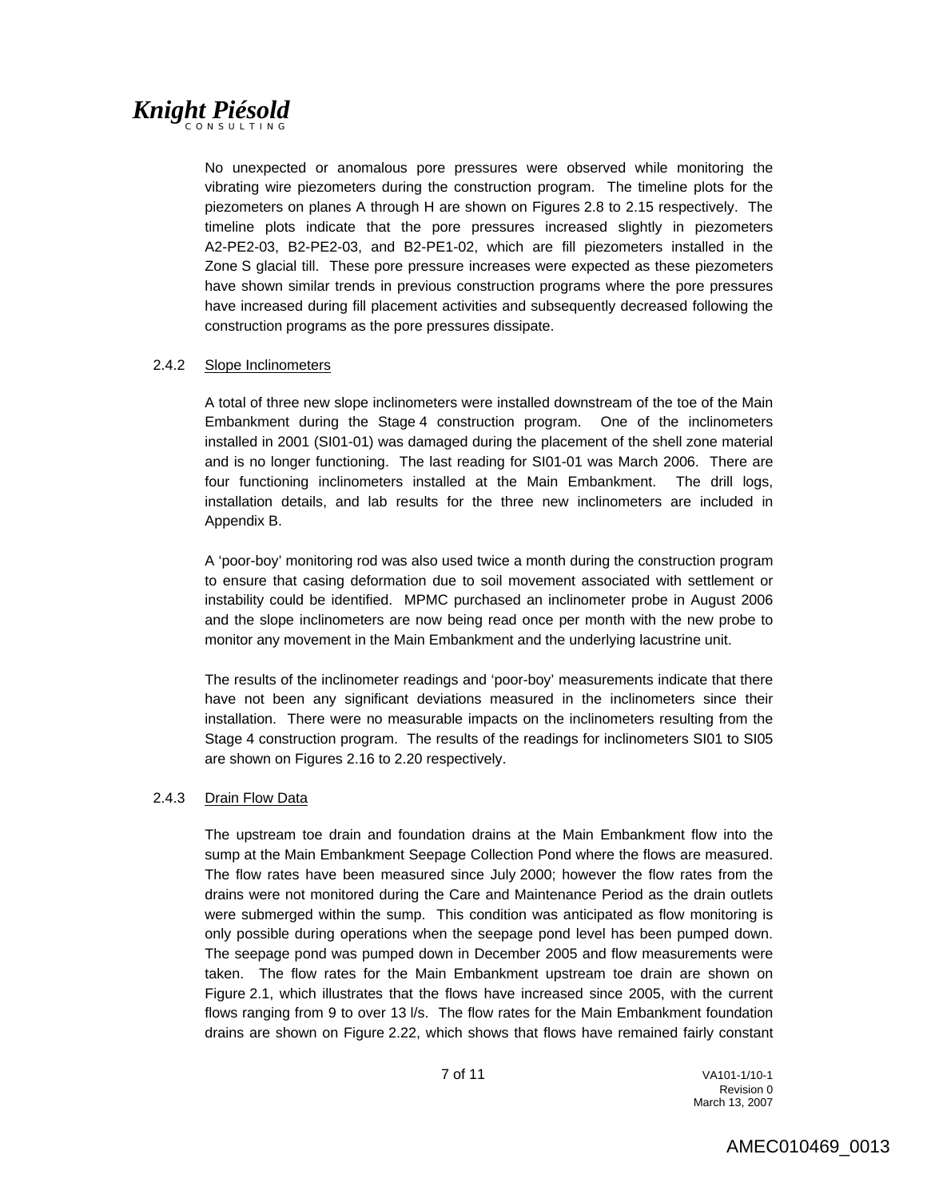No unexpected or anomalous pore pressures were observed while monitoring the vibrating wire piezometers during the construction program. The timeline plots for the piezometers on planes A through H are shown on Figures 2.8 to 2.15 respectively. The timeline plots indicate that the pore pressures increased slightly in piezometers A2-PE2-03, B2-PE2-03, and B2-PE1-02, which are fill piezometers installed in the Zone S glacial till. These pore pressure increases were expected as these piezometers have shown similar trends in previous construction programs where the pore pressures have increased during fill placement activities and subsequently decreased following the construction programs as the pore pressures dissipate.

### 2.4.2 Slope Inclinometers

A total of three new slope inclinometers were installed downstream of the toe of the Main Embankment during the Stage 4 construction program. One of the inclinometers installed in 2001 (SI01-01) was damaged during the placement of the shell zone material and is no longer functioning. The last reading for SI01-01 was March 2006. There are four functioning inclinometers installed at the Main Embankment. The drill logs, installation details, and lab results for the three new inclinometers are included in Appendix B.

A 'poor-boy' monitoring rod was also used twice a month during the construction program to ensure that casing deformation due to soil movement associated with settlement or instability could be identified. MPMC purchased an inclinometer probe in August 2006 and the slope inclinometers are now being read once per month with the new probe to monitor any movement in the Main Embankment and the underlying lacustrine unit.

The results of the inclinometer readings and 'poor-boy' measurements indicate that there have not been any significant deviations measured in the inclinometers since their installation. There were no measurable impacts on the inclinometers resulting from the Stage 4 construction program. The results of the readings for inclinometers SI01 to SI05 are shown on Figures 2.16 to 2.20 respectively.

### 2.4.3 Drain Flow Data

The upstream toe drain and foundation drains at the Main Embankment flow into the sump at the Main Embankment Seepage Collection Pond where the flows are measured. The flow rates have been measured since July 2000; however the flow rates from the drains were not monitored during the Care and Maintenance Period as the drain outlets were submerged within the sump. This condition was anticipated as flow monitoring is only possible during operations when the seepage pond level has been pumped down. The seepage pond was pumped down in December 2005 and flow measurements were taken. The flow rates for the Main Embankment upstream toe drain are shown on Figure 2.1, which illustrates that the flows have increased since 2005, with the current flows ranging from 9 to over 13 l/s. The flow rates for the Main Embankment foundation drains are shown on Figure 2.22, which shows that flows have remained fairly constant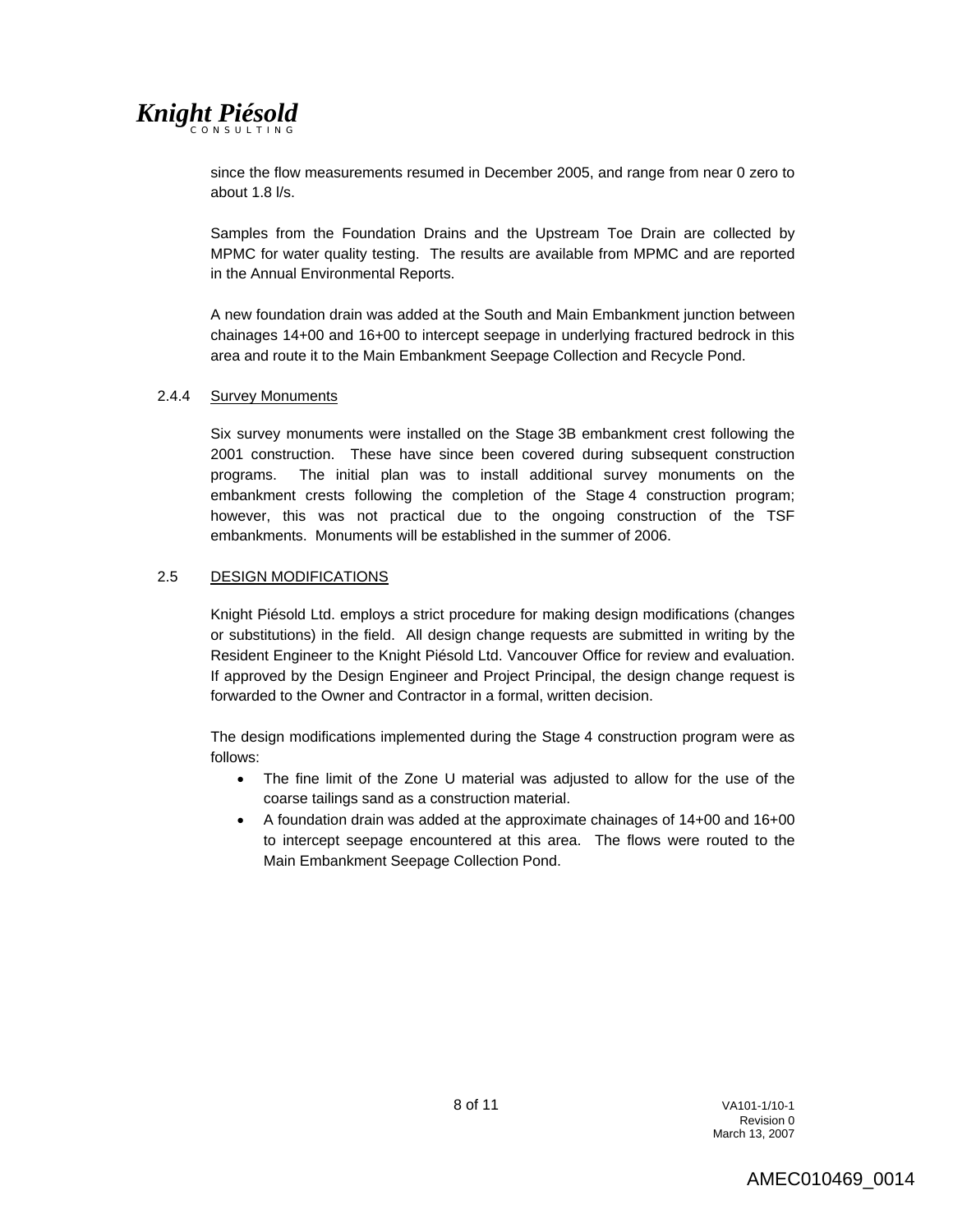since the flow measurements resumed in December 2005, and range from near 0 zero to about 1.8 l/s.

Samples from the Foundation Drains and the Upstream Toe Drain are collected by MPMC for water quality testing. The results are available from MPMC and are reported in the Annual Environmental Reports.

A new foundation drain was added at the South and Main Embankment junction between chainages 14+00 and 16+00 to intercept seepage in underlying fractured bedrock in this area and route it to the Main Embankment Seepage Collection and Recycle Pond.

#### 2.4.4 Survey Monuments

Six survey monuments were installed on the Stage 3B embankment crest following the 2001 construction. These have since been covered during subsequent construction programs. The initial plan was to install additional survey monuments on the embankment crests following the completion of the Stage 4 construction program; however, this was not practical due to the ongoing construction of the TSF embankments. Monuments will be established in the summer of 2006.

### 2.5 DESIGN MODIFICATIONS

Knight Piésold Ltd. employs a strict procedure for making design modifications (changes or substitutions) in the field. All design change requests are submitted in writing by the Resident Engineer to the Knight Piésold Ltd. Vancouver Office for review and evaluation. If approved by the Design Engineer and Project Principal, the design change request is forwarded to the Owner and Contractor in a formal, written decision.

The design modifications implemented during the Stage 4 construction program were as follows:

- The fine limit of the Zone U material was adjusted to allow for the use of the coarse tailings sand as a construction material.
- A foundation drain was added at the approximate chainages of 14+00 and 16+00 to intercept seepage encountered at this area. The flows were routed to the Main Embankment Seepage Collection Pond.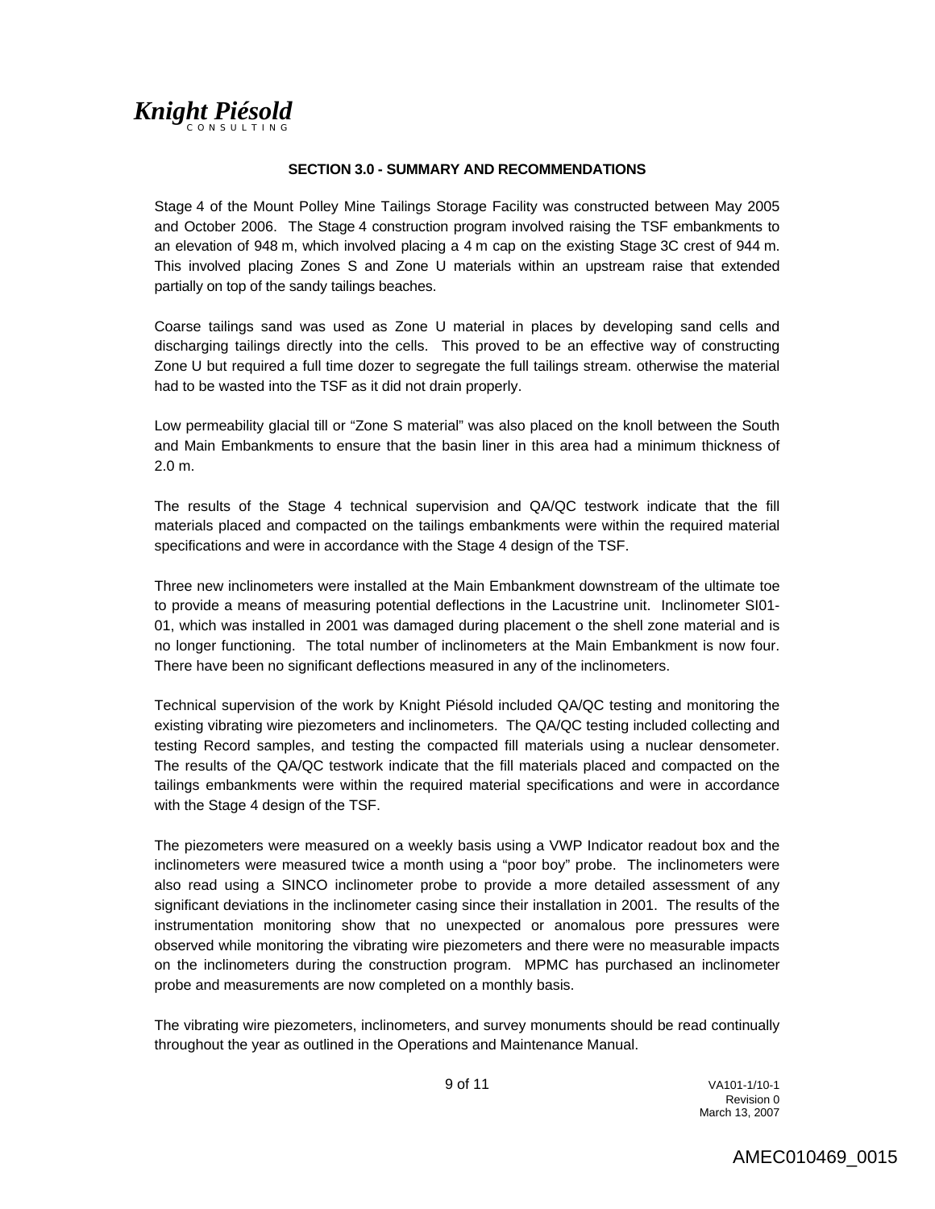## SECTION 3.0 - SUMMARY AND RECOMMENDATIONS

Stage 4 of the Mount Polley Mine Tailings Storage Facility was constructed between May 2005 and October 2006. The Stage 4 construction program involved raising the TSF embankments to an elevation of 948 m, which involved placing a 4 m cap on the existing Stage 3C crest of 944 m. This involved placing Zones S and Zone U materials within an upstream raise that extended partially on top of the sandy tailings beaches.

Coarse tailings sand was used as Zone U material in places by developing sand cells and discharging tailings directly into the cells. This proved to be an effective way of constructing Zone U but required a full time dozer to segregate the full tailings stream. otherwise the material had to be wasted into the TSF as it did not drain properly.

Low permeability glacial till or "Zone S material" was also placed on the knoll between the South and Main Embankments to ensure that the basin liner in this area had a minimum thickness of 2.0 m.

The results of the Stage 4 technical supervision and QA/QC testwork indicate that the fill materials placed and compacted on the tailings embankments were within the required material specifications and were in accordance with the Stage 4 design of the TSF.

Three new inclinometers were installed at the Main Embankment downstream of the ultimate toe to provide a means of measuring potential deflections in the Lacustrine unit. Inclinometer SI01-01, which was installed in 2001 was damaged during placement o the shell zone material and is no longer functioning. The total number of inclinometers at the Main Embankment is now four. There have been no significant deflections measured in any of the inclinometers.

Technical supervision of the work by Knight Piésold included QA/QC testing and monitoring the existing vibrating wire piezometers and inclinometers. The QA/QC testing included collecting and testing Record samples, and testing the compacted fill materials using a nuclear densometer. The results of the QA/QC testwork indicate that the fill materials placed and compacted on the tailings embankments were within the required material specifications and were in accordance with the Stage 4 design of the TSF.

The piezometers were measured on a weekly basis using a VWP Indicator readout box and the inclinometers were measured twice a month using a "poor boy" probe. The inclinometers were also read using a SINCO inclinometer probe to provide a more detailed assessment of any significant deviations in the inclinometer casing since their installation in 2001. The results of the instrumentation monitoring show that no unexpected or anomalous pore pressures were observed while monitoring the vibrating wire piezometers and there were no measurable impacts on the inclinometers during the construction program. MPMC has purchased an inclinometer probe and measurements are now completed on a monthly basis.

The vibrating wire piezometers, inclinometers, and survey monuments should be read continually throughout the year as outlined in the Operations and Maintenance Manual.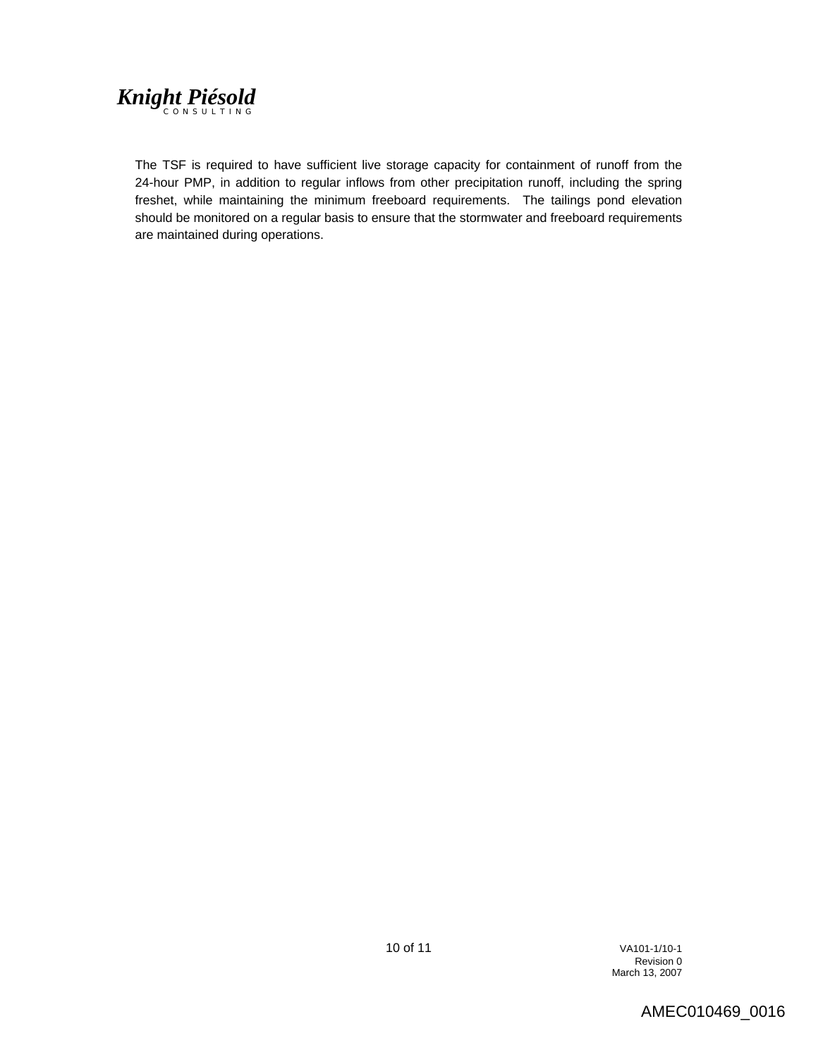The TSF is required to have sufficient live storage capacity for containment of runoff from the 24-hour PMP, in addition to regular inflows from other precipitation runoff, including the spring freshet, while maintaining the minimum freeboard requirements. The tailings pond elevation should be monitored on a regular basis to ensure that the stormwater and freeboard requirements are maintained during operations.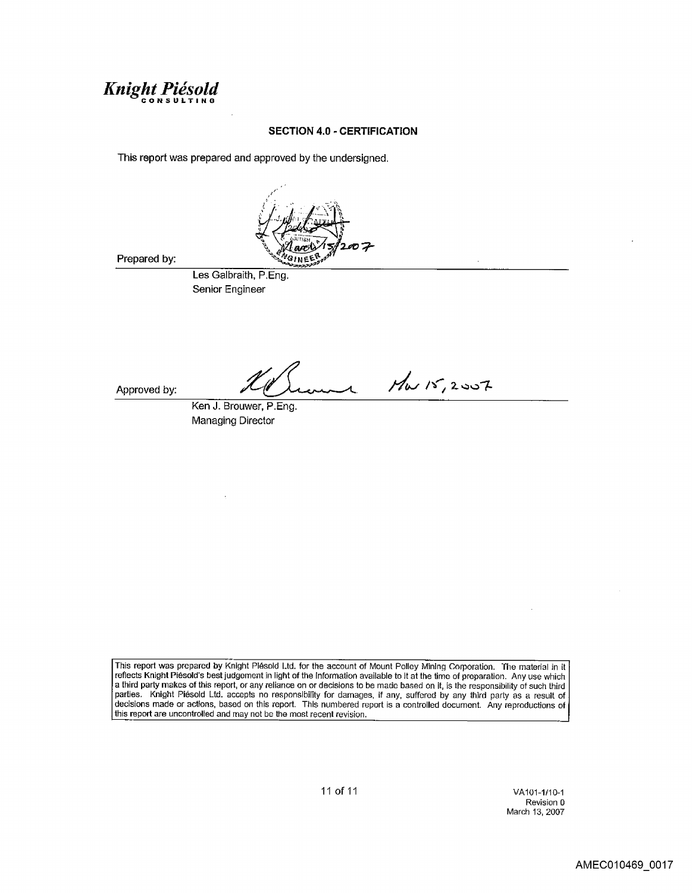**Knight Piésold**
CONSULTING

## SECTION 4.0 - CERTIFICATION

This report was prepared and approved by the undersigned.

Prepared by: March 15/2007

Les Galbraith, P.Eng.
Senior Engineer

Approved by: Mar 15, 2007

Ken J. Brouwer, P.Eng.
Managing Director

This report was prepared by Knight Piésold Ltd. for the account of Mount Polley Mining Corporation. The material in it reflects Knight Piésold's best judgement in light of the information available to it at the time of preparation. Any use which a third party makes of this report, or any reliance on or decisions to be made based on it, is the responsibility of such third parties. Knight Piésold Ltd. accepts no responsibility for damages, if any, suffered by any third party as a result of decisions made or actions, based on this report. This numbered report is a controlled document. Any reproductions of this report are uncontrolled and may not be the most recent revision.

VA101-1/10-1
Revision 0
March 13, 2007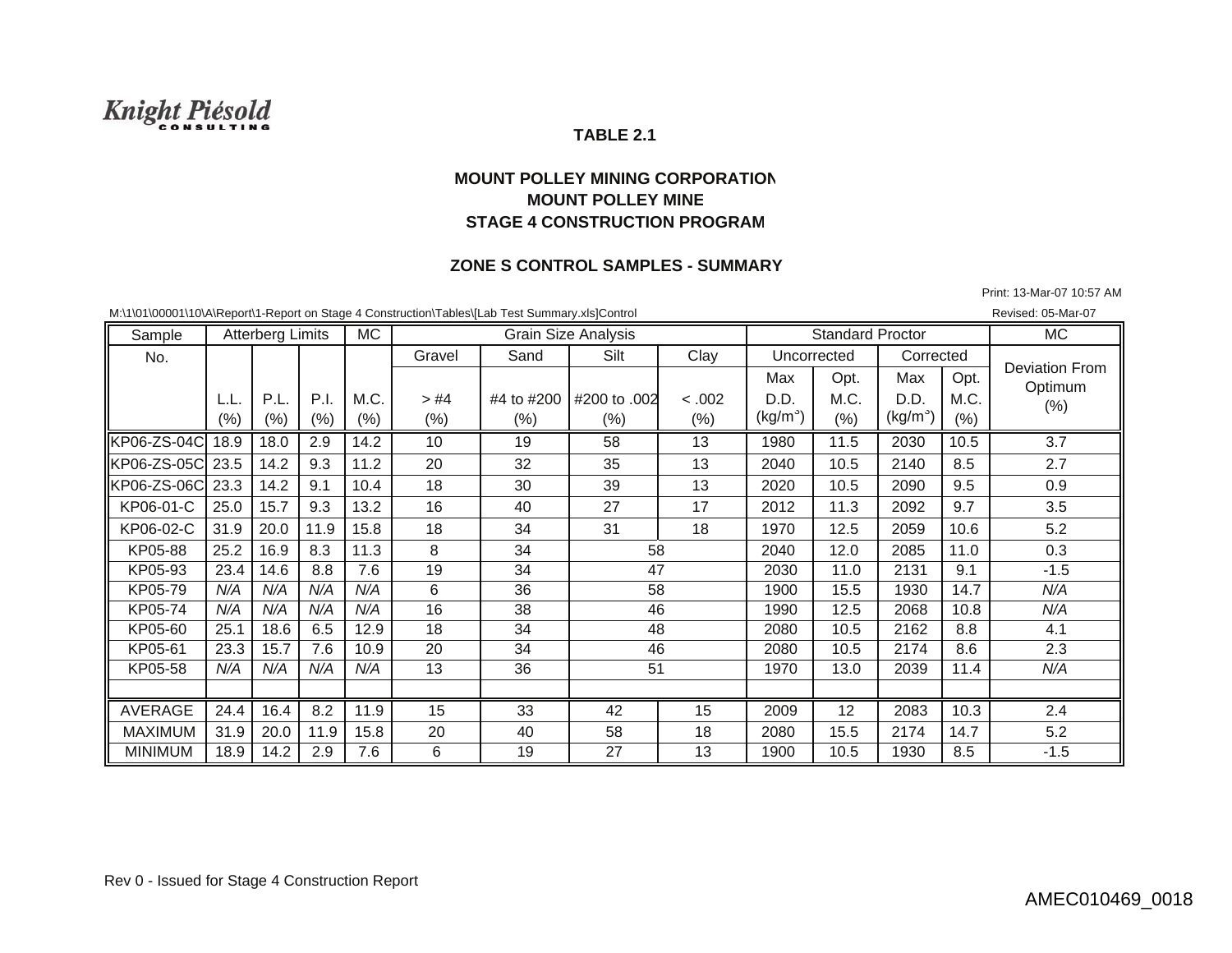Knight Piésold CONSULTING

**TABLE 2.1**

**MOUNT POLLEY MINING CORPORATION**
**MOUNT POLLEY MINE**
**STAGE 4 CONSTRUCTION PROGRAM**

**ZONE S CONTROL SAMPLES - SUMMARY**

Print: 13-Mar-07 10:57 AM

M:\1\01\00001\10\A\Report\1-Report on Stage 4 Construction\Tables\[Lab Test Summary.xls]Control

Revised: 05-Mar-07

| Sample | Atterberg Limits | | | MC | Grain Size Analysis | | | | Standard Proctor | | | | MC |
|---|---|---|---|---|---|---|---|---|---|---|---|---|---|
| No. | | | | | Gravel | Sand | Silt | Clay | Uncorrected | | Corrected | | Deviation From Optimum (%) |
| | L.L. (%) | P.L. (%) | P.I. (%) | M.C. (%) | > #4 (%) | #4 to #200 (%) | #200 to .002 (%) | < .002 (%) | Max D.D. (kg/m³) | Opt. M.C. (%) | Max D.D. (kg/m³) | Opt. M.C. (%) | |
| KP06-ZS-04C | 18.9 | 18.0 | 2.9 | 14.2 | 10 | 19 | 58 | 13 | 1980 | 11.5 | 2030 | 10.5 | 3.7 |
| KP06-ZS-05C | 23.5 | 14.2 | 9.3 | 11.2 | 20 | 32 | 35 | 13 | 2040 | 10.5 | 2140 | 8.5 | 2.7 |
| KP06-ZS-06C | 23.3 | 14.2 | 9.1 | 10.4 | 18 | 30 | 39 | 13 | 2020 | 10.5 | 2090 | 9.5 | 0.9 |
| KP06-01-C | 25.0 | 15.7 | 9.3 | 13.2 | 16 | 40 | 27 | 17 | 2012 | 11.3 | 2092 | 9.7 | 3.5 |
| KP06-02-C | 31.9 | 20.0 | 11.9 | 15.8 | 18 | 34 | 31 | 18 | 1970 | 12.5 | 2059 | 10.6 | 5.2 |
| KP05-88 | 25.2 | 16.9 | 8.3 | 11.3 | 8 | 34 | 58 | | 2040 | 12.0 | 2085 | 11.0 | 0.3 |
| KP05-93 | 23.4 | 14.6 | 8.8 | 7.6 | 19 | 34 | 47 | | 2030 | 11.0 | 2131 | 9.1 | -1.5 |
| KP05-79 | *N/A* | *N/A* | *N/A* | *N/A* | 6 | 36 | 58 | | 1900 | 15.5 | 1930 | 14.7 | *N/A* |
| KP05-74 | *N/A* | *N/A* | *N/A* | *N/A* | 16 | 38 | 46 | | 1990 | 12.5 | 2068 | 10.8 | *N/A* |
| KP05-60 | 25.1 | 18.6 | 6.5 | 12.9 | 18 | 34 | 48 | | 2080 | 10.5 | 2162 | 8.8 | 4.1 |
| KP05-61 | 23.3 | 15.7 | 7.6 | 10.9 | 20 | 34 | 46 | | 2080 | 10.5 | 2174 | 8.6 | 2.3 |
| KP05-58 | *N/A* | *N/A* | *N/A* | *N/A* | 13 | 36 | 51 | | 1970 | 13.0 | 2039 | 11.4 | *N/A* |
| | | | | | | | | | | | | | |
| AVERAGE | 24.4 | 16.4 | 8.2 | 11.9 | 15 | 33 | 42 | 15 | 2009 | 12 | 2083 | 10.3 | 2.4 |
| MAXIMUM | 31.9 | 20.0 | 11.9 | 15.8 | 20 | 40 | 58 | 18 | 2080 | 15.5 | 2174 | 14.7 | 5.2 |
| MINIMUM | 18.9 | 14.2 | 2.9 | 7.6 | 6 | 19 | 27 | 13 | 1900 | 10.5 | 1930 | 8.5 | -1.5 |

Rev 0 - Issued for Stage 4 Construction Report

AMEC010469_0018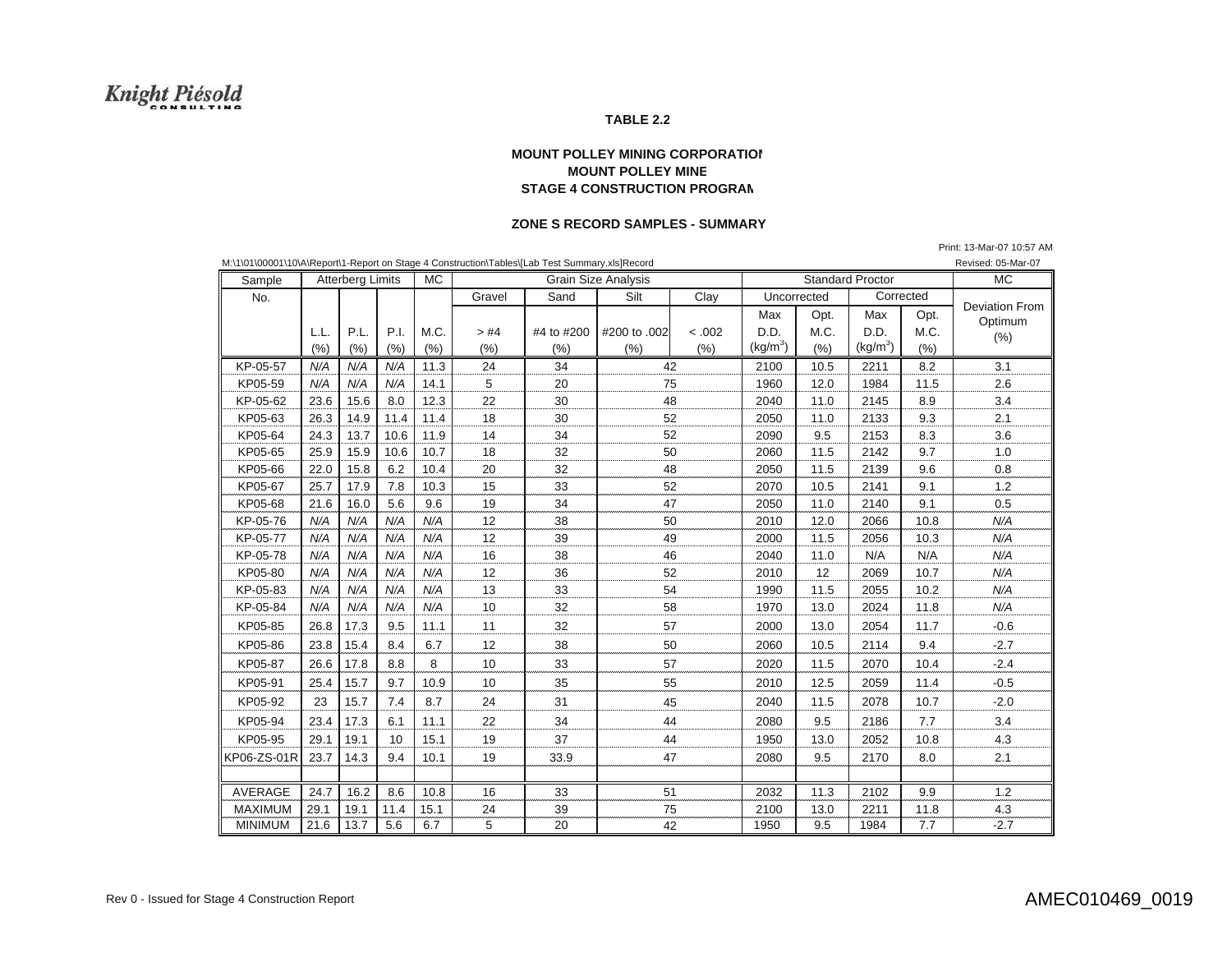Knight Piésold CONSULTING

**TABLE 2.2**

**MOUNT POLLEY MINING CORPORATION**
**MOUNT POLLEY MINE**
**STAGE 4 CONSTRUCTION PROGRAM**

**ZONE S RECORD SAMPLES - SUMMARY**

Print: 13-Mar-07 10:57 AM

M:\1\01\00001\10\A\Report\1-Report on Stage 4 Construction\Tables\[Lab Test Summary.xls]Record

Revised: 05-Mar-07

| Sample | Atterberg Limits | | | MC | Grain Size Analysis | | | | Standard Proctor | | | | MC |
|---|---|---|---|---|---|---|---|---|---|---|---|---|---|
| No. | | | | | Gravel | Sand | Silt | Clay | Uncorrected | | Corrected | | Deviation From Optimum |
| | L.L. (%) | P.L. (%) | P.I. (%) | M.C. (%) | > #4 (%) | #4 to #200 (%) | #200 to .002 (%) | < .002 (%) | Max D.D. (kg/m³) | Opt. M.C. (%) | Max D.D. (kg/m³) | Opt. M.C. (%) | (%) |
| KP-05-57 | N/A | N/A | N/A | 11.3 | 24 | 34 | 42 | | 2100 | 10.5 | 2211 | 8.2 | 3.1 |
| KP05-59 | N/A | N/A | N/A | 14.1 | 5 | 20 | 75 | | 1960 | 12.0 | 1984 | 11.5 | 2.6 |
| KP-05-62 | 23.6 | 15.6 | 8.0 | 12.3 | 22 | 30 | 48 | | 2040 | 11.0 | 2145 | 8.9 | 3.4 |
| KP05-63 | 26.3 | 14.9 | 11.4 | 11.4 | 18 | 30 | 52 | | 2050 | 11.0 | 2133 | 9.3 | 2.1 |
| KP05-64 | 24.3 | 13.7 | 10.6 | 11.9 | 14 | 34 | 52 | | 2090 | 9.5 | 2153 | 8.3 | 3.6 |
| KP05-65 | 25.9 | 15.9 | 10.6 | 10.7 | 18 | 32 | 50 | | 2060 | 11.5 | 2142 | 9.7 | 1.0 |
| KP05-66 | 22.0 | 15.8 | 6.2 | 10.4 | 20 | 32 | 48 | | 2050 | 11.5 | 2139 | 9.6 | 0.8 |
| KP05-67 | 25.7 | 17.9 | 7.8 | 10.3 | 15 | 33 | 52 | | 2070 | 10.5 | 2141 | 9.1 | 1.2 |
| KP05-68 | 21.6 | 16.0 | 5.6 | 9.6 | 19 | 34 | 47 | | 2050 | 11.0 | 2140 | 9.1 | 0.5 |
| KP-05-76 | N/A | N/A | N/A | N/A | 12 | 38 | 50 | | 2010 | 12.0 | 2066 | 10.8 | N/A |
| KP-05-77 | N/A | N/A | N/A | N/A | 12 | 39 | 49 | | 2000 | 11.5 | 2056 | 10.3 | N/A |
| KP-05-78 | N/A | N/A | N/A | N/A | 16 | 38 | 46 | | 2040 | 11.0 | N/A | N/A | N/A |
| KP05-80 | N/A | N/A | N/A | N/A | 12 | 36 | 52 | | 2010 | 12 | 2069 | 10.7 | N/A |
| KP-05-83 | N/A | N/A | N/A | N/A | 13 | 33 | 54 | | 1990 | 11.5 | 2055 | 10.2 | N/A |
| KP-05-84 | N/A | N/A | N/A | N/A | 10 | 32 | 58 | | 1970 | 13.0 | 2024 | 11.8 | N/A |
| KP05-85 | 26.8 | 17.3 | 9.5 | 11.1 | 11 | 32 | 57 | | 2000 | 13.0 | 2054 | 11.7 | -0.6 |
| KP05-86 | 23.8 | 15.4 | 8.4 | 6.7 | 12 | 38 | 50 | | 2060 | 10.5 | 2114 | 9.4 | -2.7 |
| KP05-87 | 26.6 | 17.8 | 8.8 | 8 | 10 | 33 | 57 | | 2020 | 11.5 | 2070 | 10.4 | -2.4 |
| KP05-91 | 25.4 | 15.7 | 9.7 | 10.9 | 10 | 35 | 55 | | 2010 | 12.5 | 2059 | 11.4 | -0.5 |
| KP05-92 | 23 | 15.7 | 7.4 | 8.7 | 24 | 31 | 45 | | 2040 | 11.5 | 2078 | 10.7 | -2.0 |
| KP05-94 | 23.4 | 17.3 | 6.1 | 11.1 | 22 | 34 | 44 | | 2080 | 9.5 | 2186 | 7.7 | 3.4 |
| KP05-95 | 29.1 | 19.1 | 10 | 15.1 | 19 | 37 | 44 | | 1950 | 13.0 | 2052 | 10.8 | 4.3 |
| KP06-ZS-01R | 23.7 | 14.3 | 9.4 | 10.1 | 19 | 33.9 | 47 | | 2080 | 9.5 | 2170 | 8.0 | 2.1 |
| | | | | | | | | | | | | | |
| AVERAGE | 24.7 | 16.2 | 8.6 | 10.8 | 16 | 33 | 51 | | 2032 | 11.3 | 2102 | 9.9 | 1.2 |
| MAXIMUM | 29.1 | 19.1 | 11.4 | 15.1 | 24 | 39 | 75 | | 2100 | 13.0 | 2211 | 11.8 | 4.3 |
| MINIMUM | 21.6 | 13.7 | 5.6 | 6.7 | 5 | 20 | 42 | | 1950 | 9.5 | 1984 | 7.7 | -2.7 |

Rev 0 - Issued for Stage 4 Construction Report

AMEC010469_0019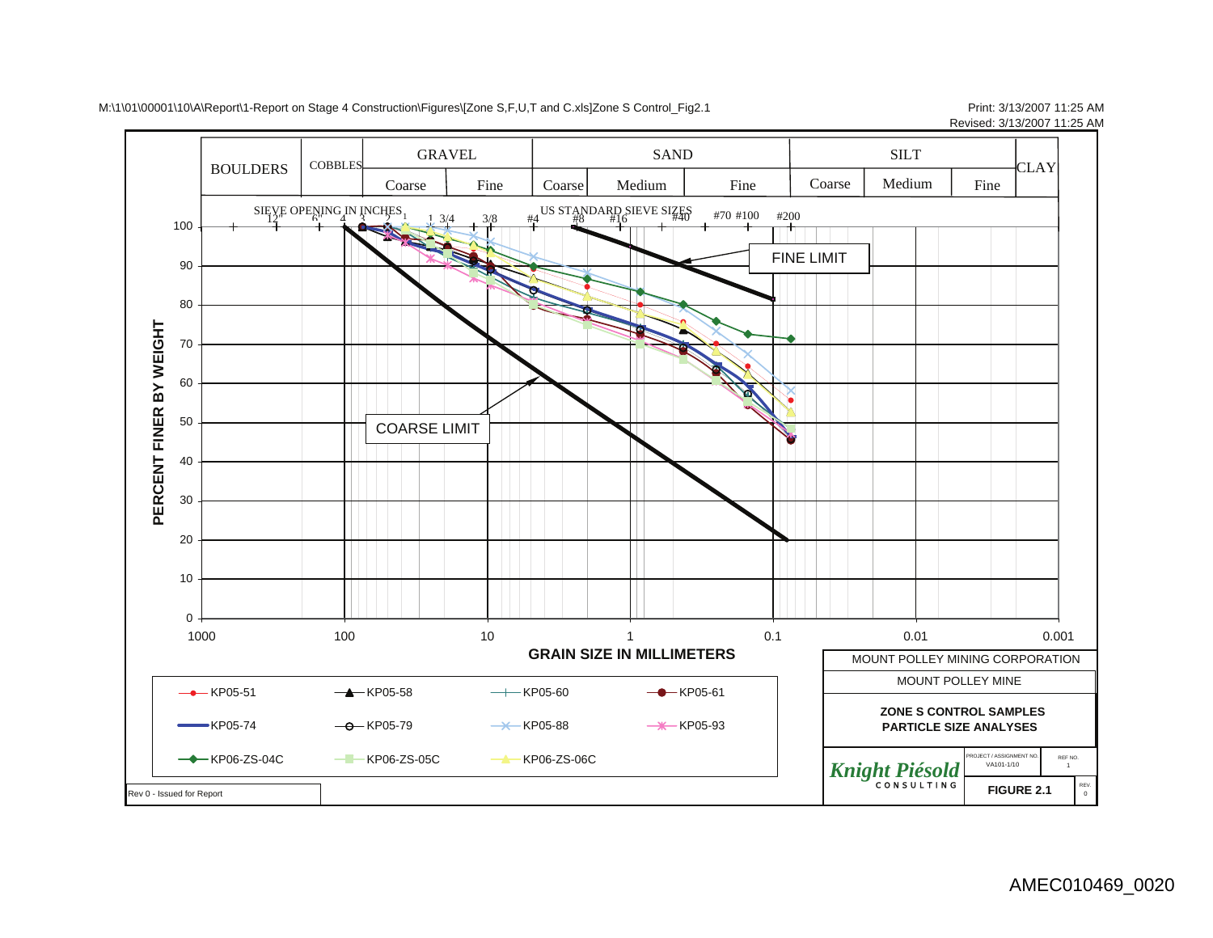M:\1\01\00001\10\A\Report\1-Report on Stage 4 Construction\Figures\[Zone S,F,U,T and C.xls]Zone S Control_Fig2.1

Print: 3/13/2007 11:25 AM
Revised: 3/13/2007 11:25 AM

| BOULDERS | COBBLES | GRAVEL | | SAND | | | SILT | | | CLAY |
|---|---|---|---|---|---|---|---|---|---|---|
| | | Coarse | Fine | Coarse | Medium | Fine | Coarse | Medium | Fine | |

SIEVE OPENING IN INCHES: 12" 6" 4 3 2 1 1 3/4 3/8

US STANDARD SIEVE SIZES: #4 #8 #16 #40 #70 #100 #200

FINE LIMIT

COARSE LIMIT

PERCENT FINER BY WEIGHT

GRAIN SIZE IN MILLIMETERS

Legend: KP05-51, KP05-58, KP05-60, KP05-61, KP05-74, KP05-79, KP05-88, KP05-93, KP06-ZS-04C, KP06-ZS-05C, KP06-ZS-06C

MOUNT POLLEY MINING CORPORATION

MOUNT POLLEY MINE

**ZONE S CONTROL SAMPLES**
**PARTICLE SIZE ANALYSES**

Knight Piésold CONSULTING

PROJECT / ASSIGNMENT NO. VA101-1/10

REF NO. 1

**FIGURE 2.1**

REV. 0

Rev 0 - Issued for Report

AMEC010469_0020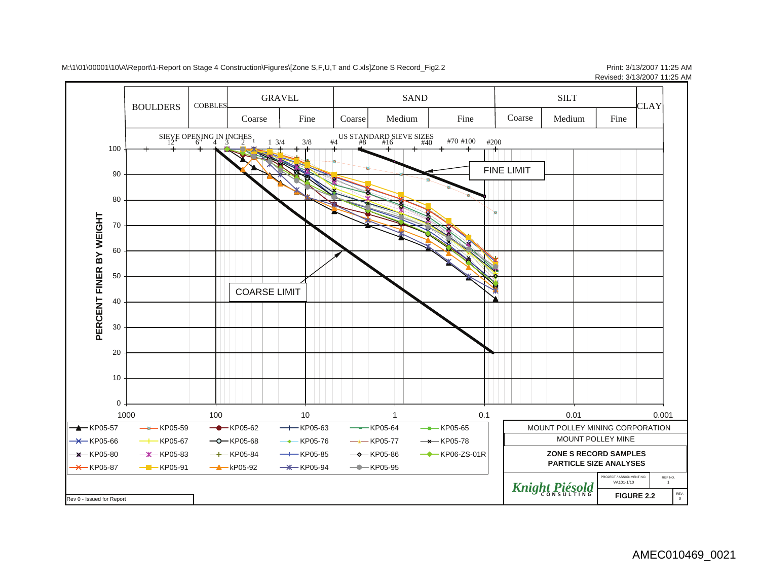M:\1\01\00001\10\A\Report\1-Report on Stage 4 Construction\Figures\[Zone S,F,U,T and C.xls]Zone S Record_Fig2.2

Print: 3/13/2007 11:25 AM
Revised: 3/13/2007 11:25 AM

| BOULDERS | COBBLES | GRAVEL | | SAND | | | SILT | | | CLAY |
|---|---|---|---|---|---|---|---|---|---|---|
| | | Coarse | Fine | Coarse | Medium | Fine | Coarse | Medium | Fine | |

SIEVE OPENING IN INCHES: 12" 6" 4 3 2 1 1 3/4 3/8

US STANDARD SIEVE SIZES: #4 #8 #16 #40 #70 #100 #200

PERCENT FINER BY WEIGHT

FINE LIMIT

COARSE LIMIT

Legend: KP05-57, KP05-59, KP05-62, KP05-63, KP05-64, KP05-65, KP05-66, KP05-67, KP05-68, KP05-76, KP05-77, KP05-78, KP05-80, KP05-83, KP05-84, KP05-85, KP05-86, KP06-ZS-01R, KP05-87, KP05-91, kP05-92, KP05-94, KP05-95

MOUNT POLLEY MINING CORPORATION

MOUNT POLLEY MINE

**ZONE S RECORD SAMPLES**
**PARTICLE SIZE ANALYSES**

Knight Piésold CONSULTING

PROJECT / ASSIGNMENT NO. VA101-1/10 | REF NO. 1

**FIGURE 2.2** | REV. 0

Rev 0 - Issued for Report

AMEC010469_0021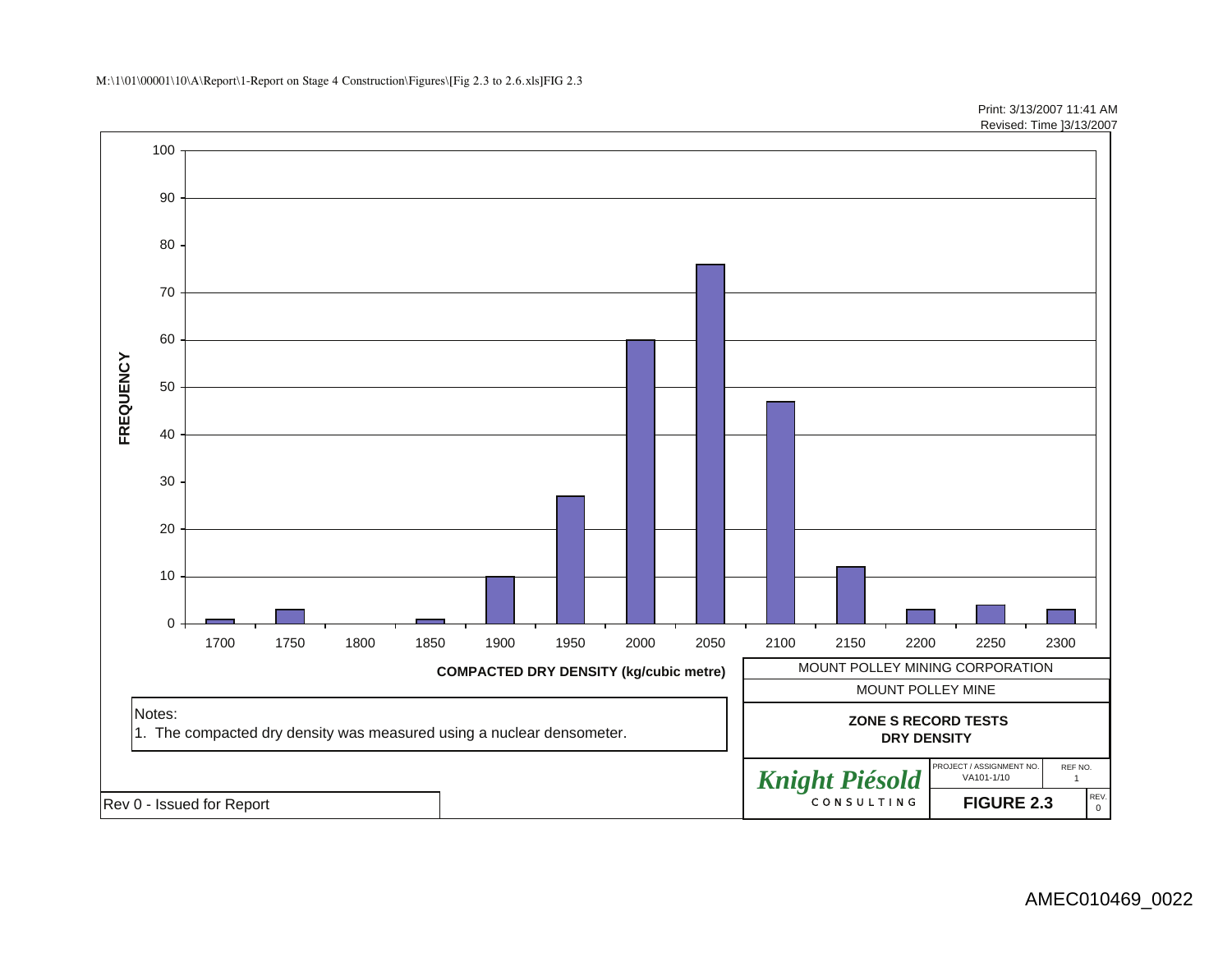M:\1\01\00001\10\A\Report\1-Report on Stage 4 Construction\Figures\[Fig 2.3 to 2.6.xls]FIG 2.3

Print: 3/13/2007 11:41 AM
Revised: Time ]3/13/2007

| COMPACTED DRY DENSITY (kg/cubic metre) | FREQUENCY |
|---|---|
| 1700 | 1 |
| 1750 | 3 |
| 1800 | 0 |
| 1850 | 1 |
| 1900 | 10 |
| 1950 | 27 |
| 2000 | 60 |
| 2050 | 76 |
| 2100 | 47 |
| 2150 | 12 |
| 2200 | 3 |
| 2250 | 4 |
| 2300 | 3 |

Notes:
1. The compacted dry density was measured using a nuclear densometer.

Rev 0 - Issued for Report

MOUNT POLLEY MINING CORPORATION

MOUNT POLLEY MINE

**ZONE S RECORD TESTS**
**DRY DENSITY**

*Knight Piésold*
CONSULTING

PROJECT / ASSIGNMENT NO. VA101-1/10

REF NO. 1

**FIGURE 2.3**

REV. 0

AMEC010469_0022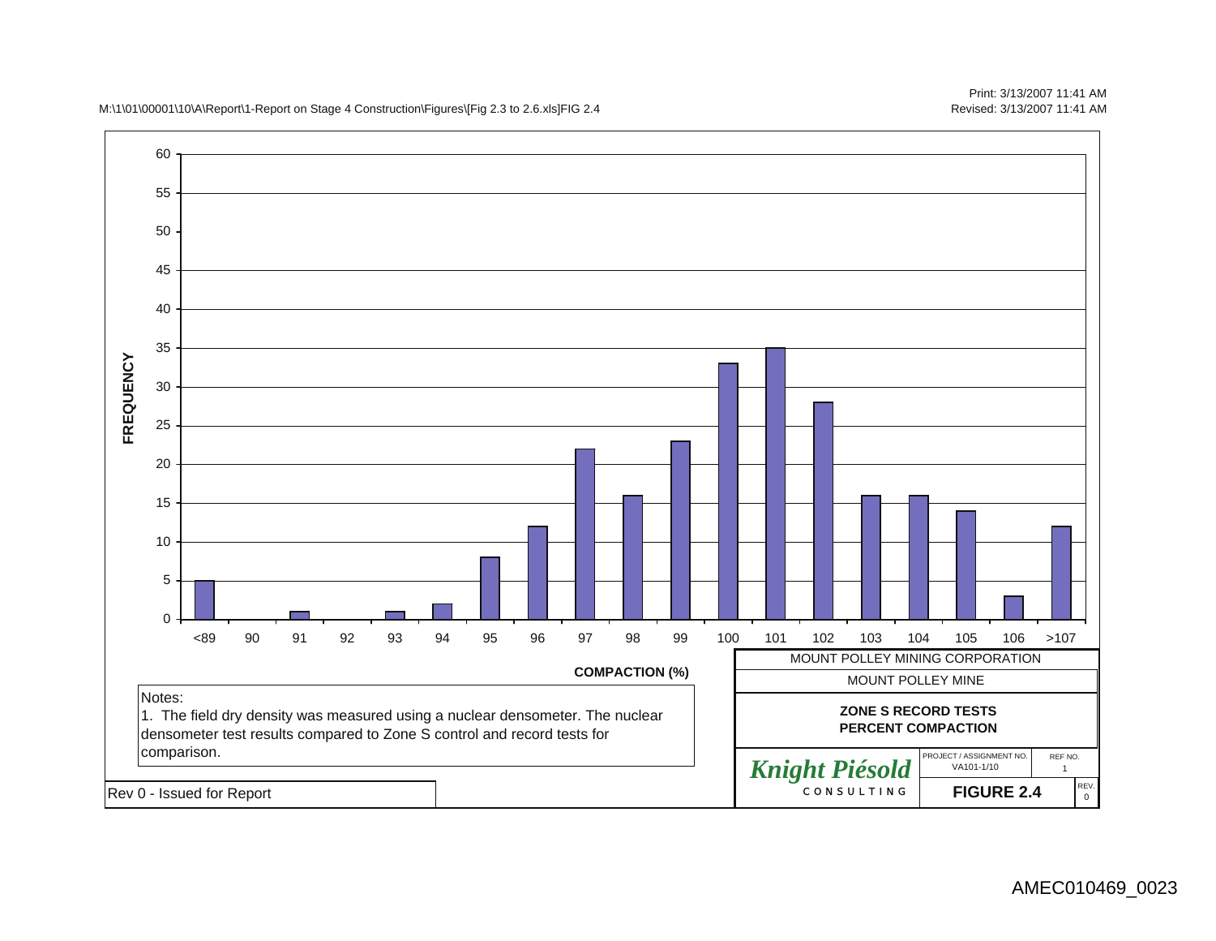M:\1\01\00001\10\A\Report\1-Report on Stage 4 Construction\Figures\[Fig 2.3 to 2.6.xls]FIG 2.4

Print: 3/13/2007 11:41 AM
Revised: 3/13/2007 11:41 AM

| COMPACTION (%) | FREQUENCY |
|---|---|
| <89 | 5 |
| 90 | 0 |
| 91 | 1 |
| 92 | 0 |
| 93 | 1 |
| 94 | 2 |
| 95 | 8 |
| 96 | 12 |
| 97 | 22 |
| 98 | 16 |
| 99 | 23 |
| 100 | 33 |
| 101 | 35 |
| 102 | 28 |
| 103 | 16 |
| 104 | 16 |
| 105 | 14 |
| 106 | 3 |
| >107 | 12 |

Notes:
1. The field dry density was measured using a nuclear densometer. The nuclear densometer test results compared to Zone S control and record tests for comparison.

Rev 0 - Issued for Report

MOUNT POLLEY MINING CORPORATION

MOUNT POLLEY MINE

**ZONE S RECORD TESTS**
**PERCENT COMPACTION**

*Knight Piésold* CONSULTING

PROJECT / ASSIGNMENT NO. VA101-1/10 | REF NO. 1

**FIGURE 2.4** | REV. 0

AMEC010469_0023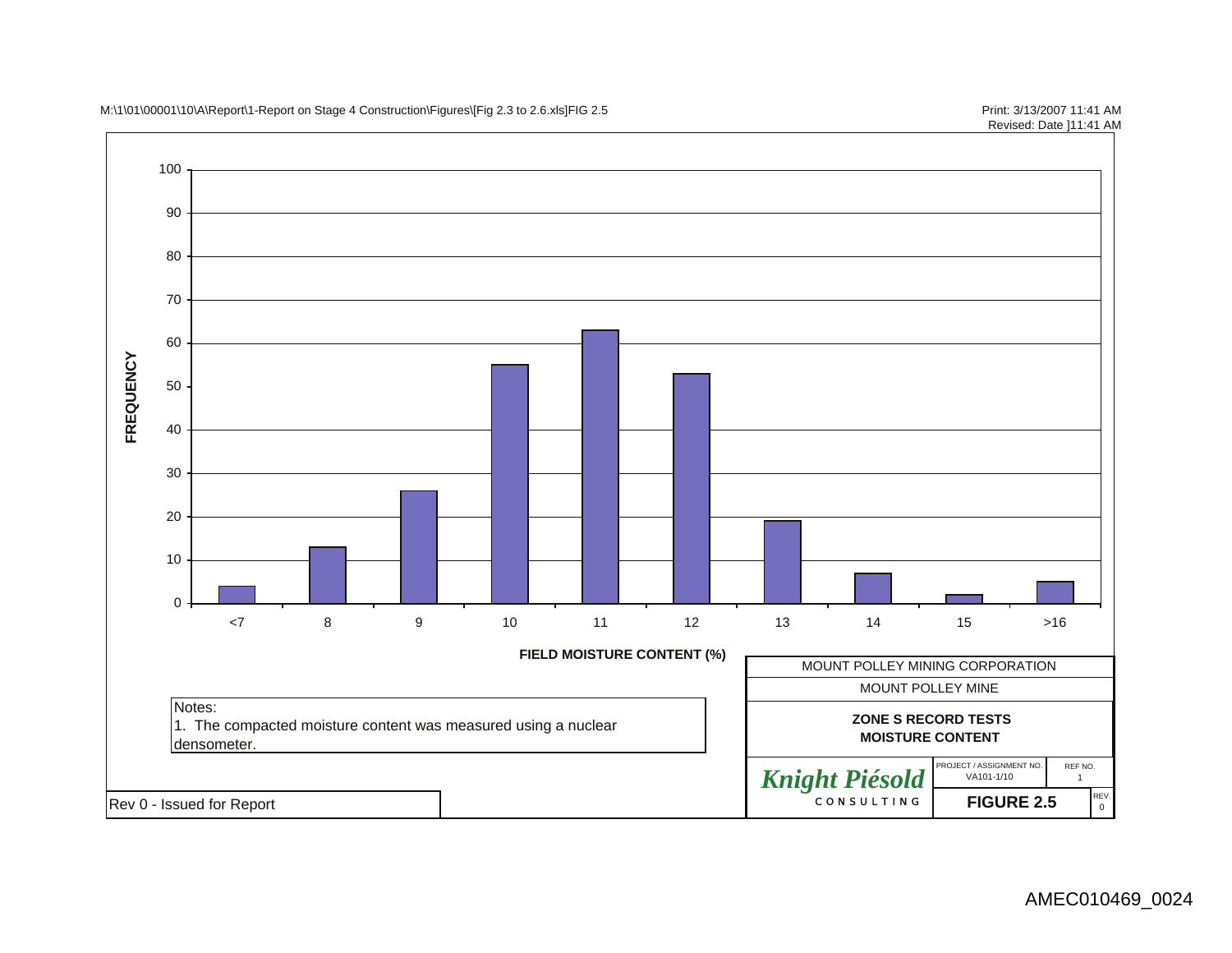M:\1\01\00001\10\A\Report\1-Report on Stage 4 Construction\Figures\[Fig 2.3 to 2.6.xls]FIG 2.5

Print: 3/13/2007 11:41 AM
Revised: Date ]11:41 AM

| FIELD MOISTURE CONTENT (%) | FREQUENCY |
|---|---|
| <7 | 4 |
| 8 | 13 |
| 9 | 26 |
| 10 | 55 |
| 11 | 63 |
| 12 | 53 |
| 13 | 19 |
| 14 | 7 |
| 15 | 2 |
| >16 | 5 |

Notes:
1. The compacted moisture content was measured using a nuclear densometer.

MOUNT POLLEY MINING CORPORATION

MOUNT POLLEY MINE

**ZONE S RECORD TESTS**
**MOISTURE CONTENT**

*Knight Piésold*
CONSULTING

PROJECT / ASSIGNMENT NO. VA101-1/10

REF NO. 1

**FIGURE 2.5**

REV. 0

Rev 0 - Issued for Report

AMEC010469_0024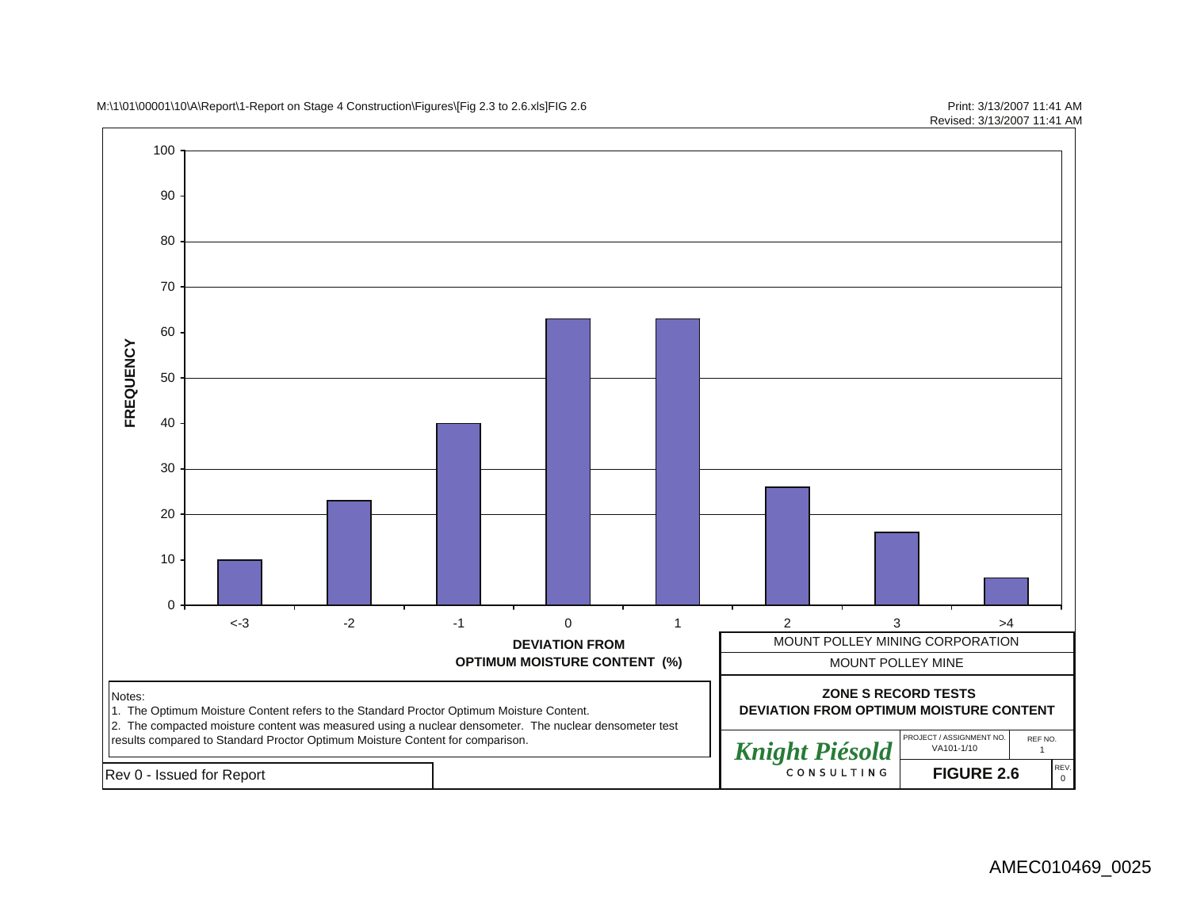M:\1\01\00001\10\A\Report\1-Report on Stage 4 Construction\Figures\[Fig 2.3 to 2.6.xls]FIG 2.6

Print: 3/13/2007 11:41 AM
Revised: 3/13/2007 11:41 AM

| DEVIATION FROM OPTIMUM MOISTURE CONTENT (%) | FREQUENCY |
|---|---|
| <-3 | 10 |
| -2 | 23 |
| -1 | 40 |
| 0 | 63 |
| 1 | 63 |
| 2 | 26 |
| 3 | 16 |
| >4 | 6 |

Notes:
1. The Optimum Moisture Content refers to the Standard Proctor Optimum Moisture Content.
2. The compacted moisture content was measured using a nuclear densometer. The nuclear densometer test results compared to Standard Proctor Optimum Moisture Content for comparison.

Rev 0 - Issued for Report

MOUNT POLLEY MINING CORPORATION

MOUNT POLLEY MINE

**ZONE S RECORD TESTS**
**DEVIATION FROM OPTIMUM MOISTURE CONTENT**

*Knight Piésold* CONSULTING

PROJECT / ASSIGNMENT NO. VA101-1/10 | REF NO. 1

**FIGURE 2.6** | REV. 0

AMEC010469_0025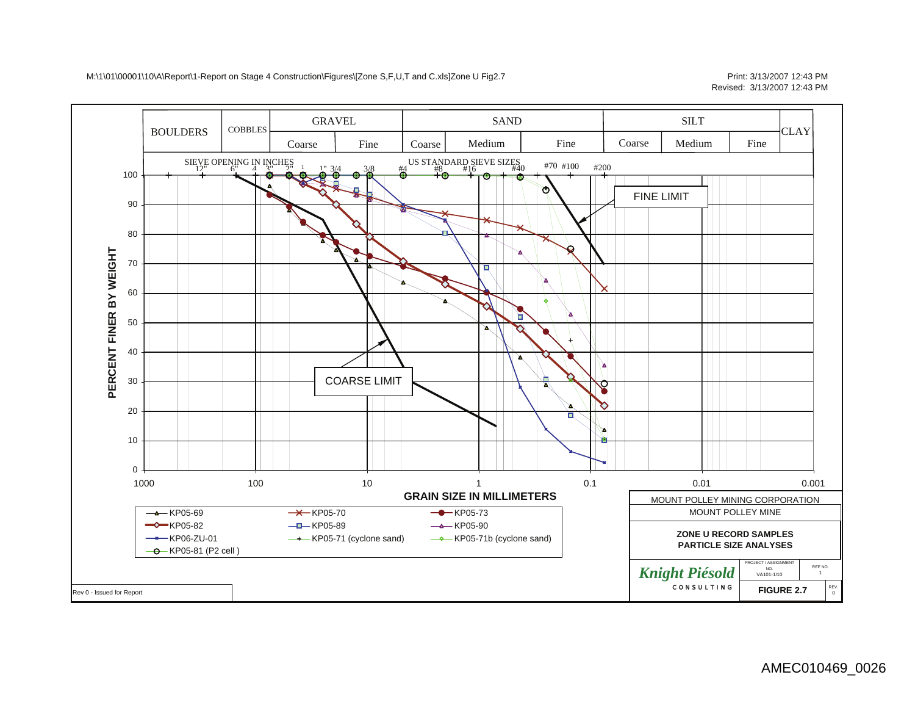M:\1\01\00001\10\A\Report\1-Report on Stage 4 Construction\Figures\[Zone S,F,U,T and C.xls]Zone U Fig2.7

Print: 3/13/2007 12:43 PM
Revised: 3/13/2007 12:43 PM

| BOULDERS | COBBLES | GRAVEL | | SAND | | | SILT | | | CLAY |
|---|---|---|---|---|---|---|---|---|---|---|
| | | Coarse | Fine | Coarse | Medium | Fine | Coarse | Medium | Fine | |

SIEVE OPENING IN INCHES: 12" 6" 4 3" 2" 1 1" 3/4 3/8

US STANDARD SIEVE SIZES: #4 #8 #16 #40 #70 #100 #200

PERCENT FINER BY WEIGHT: 0, 10, 20, 30, 40, 50, 60, 70, 80, 90, 100

GRAIN SIZE IN MILLIMETERS: 1000, 100, 10, 1, 0.1, 0.01, 0.001

FINE LIMIT

COARSE LIMIT

Legend:
- KP05-69
- KP05-70
- KP05-73
- KP05-82
- KP05-89
- KP05-90
- KP06-ZU-01
- KP05-71 (cyclone sand)
- KP05-71b (cyclone sand)
- KP05-81 (P2 cell )

MOUNT POLLEY MINING CORPORATION
MOUNT POLLEY MINE

**ZONE U RECORD SAMPLES**
**PARTICLE SIZE ANALYSES**

Knight Piésold
CONSULTING

| PROJECT / ASSIGNMENT NO. | REF NO. |
|---|---|
| VA101-1/10 | 1 |

| FIGURE 2.7 | REV. 0 |
|---|---|

Rev 0 - Issued for Report

AMEC010469_0026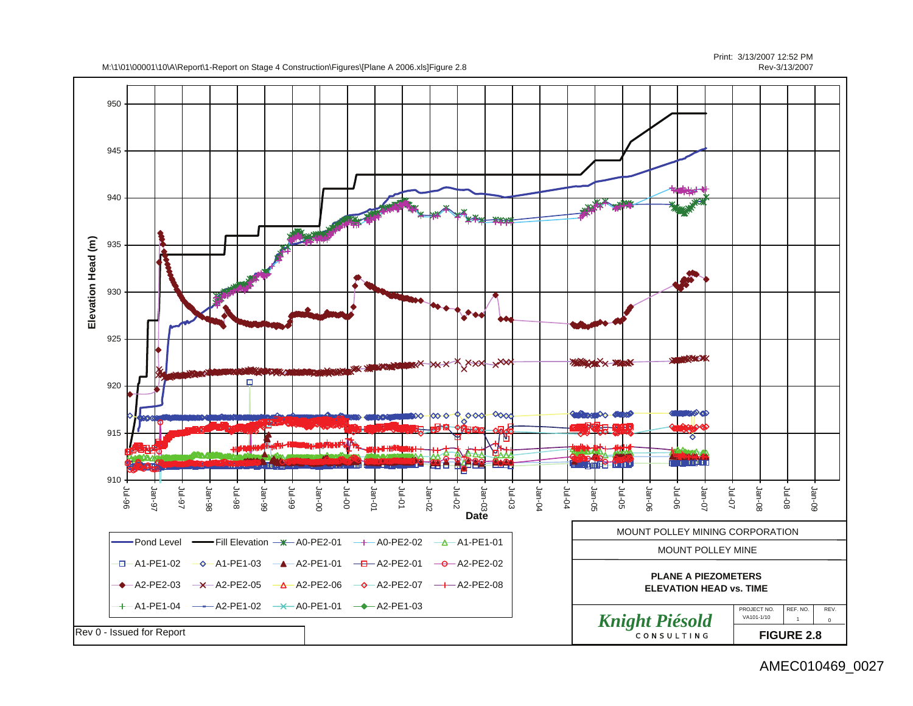M:\1\01\00001\10\A\Report\1-Report on Stage 4 Construction\Figures\[Plane A 2006.xls]Figure 2.8

Print: 3/13/2007 12:52 PM
Rev-3/13/2007

Elevation Head (m)

950
945
940
935
930
925
920
915
910

Jul-96 Jan-97 Jul-97 Jan-98 Jul-98 Jan-99 Jul-99 Jan-00 Jul-00 Jan-01 Jul-01 Jan-02 Jul-02 Jan-03 Jul-03 Jan-04 Jul-04 Jan-05 Jul-05 Jan-06 Jul-06 Jan-07 Jul-07 Jan-08 Jul-08 Jan-09

**Date**

Pond Level, Fill Elevation, A0-PE2-01, A0-PE2-02, A1-PE1-01, A1-PE1-02, A1-PE1-03, A2-PE1-01, A2-PE2-01, A2-PE2-02, A2-PE2-03, A2-PE2-05, A2-PE2-06, A2-PE2-07, A2-PE2-08, A1-PE1-04, A2-PE1-02, A0-PE1-01, A2-PE1-03

MOUNT POLLEY MINING CORPORATION

MOUNT POLLEY MINE

**PLANE A PIEZOMETERS**
**ELEVATION HEAD vs. TIME**

*Knight Piésold*
CONSULTING

| PROJECT NO. | REF. NO. | REV. |
| --- | --- | --- |
| VA101-1/10 | 1 | 0 |

**FIGURE 2.8**

Rev 0 - Issued for Report

AMEC010469_0027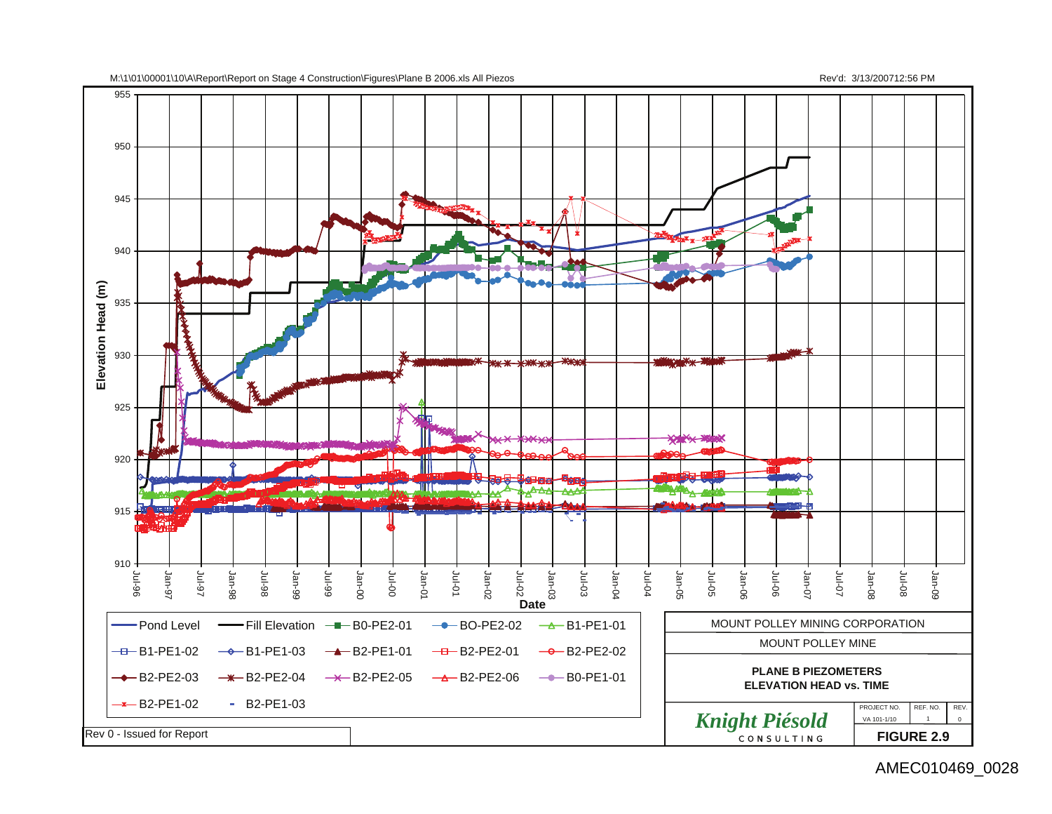M:\1\01\00001\10\A\Report\Report on Stage 4 Construction\Figures\Plane B 2006.xls All Piezos

Rev'd: 3/13/200712:56 PM

Elevation Head (m)

955, 950, 945, 940, 935, 930, 925, 920, 915, 910

Jul-96, Jan-97, Jul-97, Jan-98, Jul-98, Jan-99, Jul-99, Jan-00, Jul-00, Jan-01, Jul-01, Jan-02, Jul-02, Jan-03, Jul-03, Jan-04, Jul-04, Jan-05, Jul-05, Jan-06, Jul-06, Jan-07, Jul-07, Jan-08, Jul-08, Jan-09

Date

Pond Level | Fill Elevation | B0-PE2-01 | BO-PE2-02 | B1-PE1-01 | B1-PE1-02 | B1-PE1-03 | B2-PE1-01 | B2-PE2-01 | B2-PE2-02 | B2-PE2-03 | B2-PE2-04 | B2-PE2-05 | B2-PE2-06 | B0-PE1-01 | B2-PE1-02 | B2-PE1-03

Rev 0 - Issued for Report

MOUNT POLLEY MINING CORPORATION

MOUNT POLLEY MINE

**PLANE B PIEZOMETERS**
**ELEVATION HEAD vs. TIME**

| PROJECT NO. | REF. NO. | REV. |
|---|---|---|
| VA 101-1/10 | 1 | 0 |

*Knight Piésold*
CONSULTING

**FIGURE 2.9**

AMEC010469_0028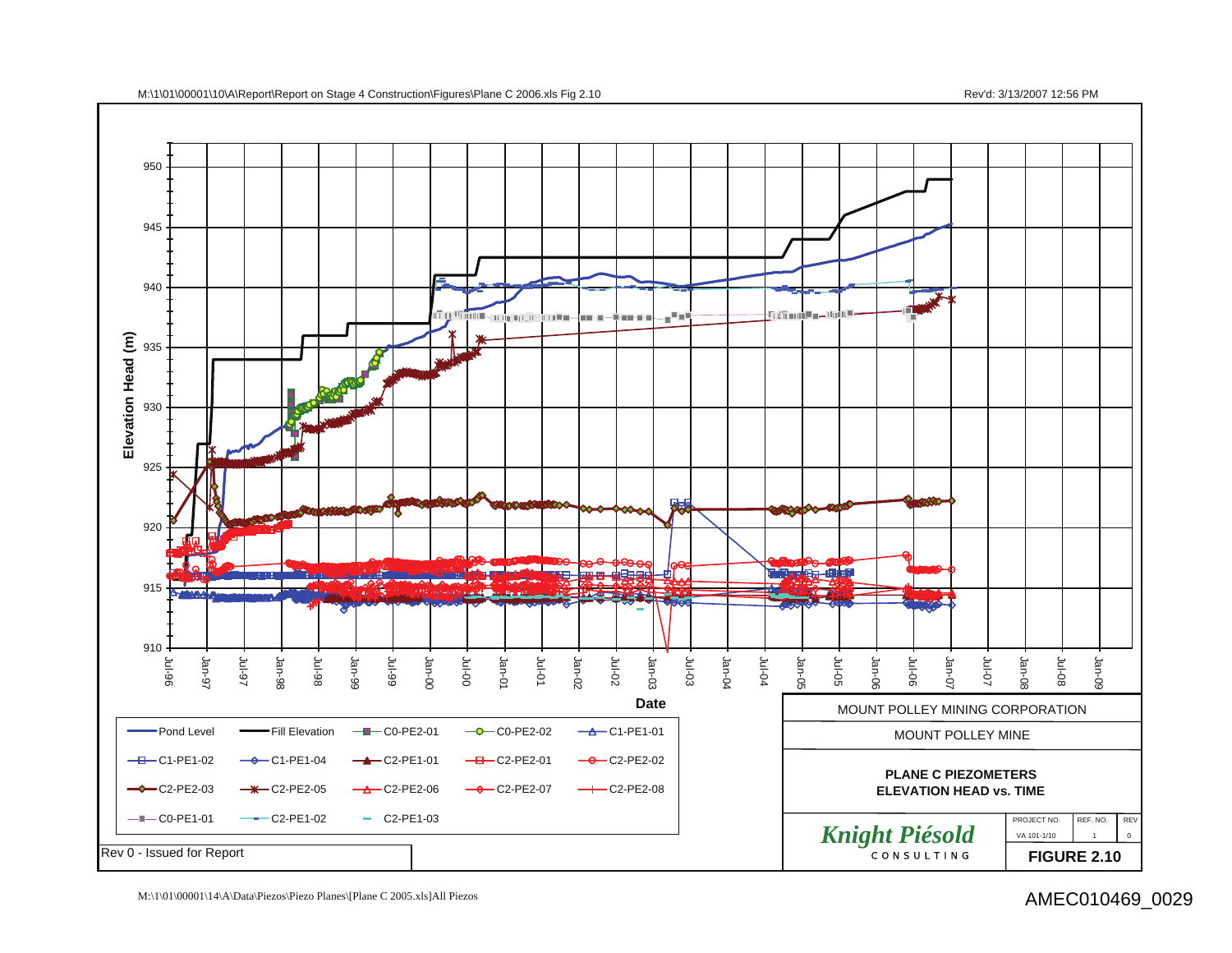M:\1\01\00001\10\A\Report\Report on Stage 4 Construction\Figures\Plane C 2006.xls Fig 2.10

Rev'd: 3/13/2007 12:56 PM

Elevation Head (m)

950
945
940
935
930
925
920
915
910

Jul-96 Jan-97 Jul-97 Jan-98 Jul-98 Jan-99 Jul-99 Jan-00 Jul-00 Jan-01 Jul-01 Jan-02 Jul-02 Jan-03 Jul-03 Jan-04 Jul-04 Jan-05 Jul-05 Jan-06 Jul-06 Jan-07 Jul-07 Jan-08 Jul-08 Jan-09

**Date**

Pond Level, Fill Elevation, C0-PE2-01, C0-PE2-02, C1-PE1-01, C1-PE1-02, C1-PE1-04, C2-PE1-01, C2-PE2-01, C2-PE2-02, C2-PE2-03, C2-PE2-05, C2-PE2-06, C2-PE2-07, C2-PE2-08, C0-PE1-01, C2-PE1-02, C2-PE1-03

Rev 0 - Issued for Report

MOUNT POLLEY MINING CORPORATION

MOUNT POLLEY MINE

**PLANE C PIEZOMETERS**
**ELEVATION HEAD vs. TIME**

*Knight Piésold*
CONSULTING

| PROJECT NO. | REF. NO. | REV |
| --- | --- | --- |
| VA 101-1/10 | 1 | 0 |

**FIGURE 2.10**

M:\1\01\00001\14\A\Data\Piezos\Piezo Planes\[Plane C 2005.xls]All Piezos

AMEC010469_0029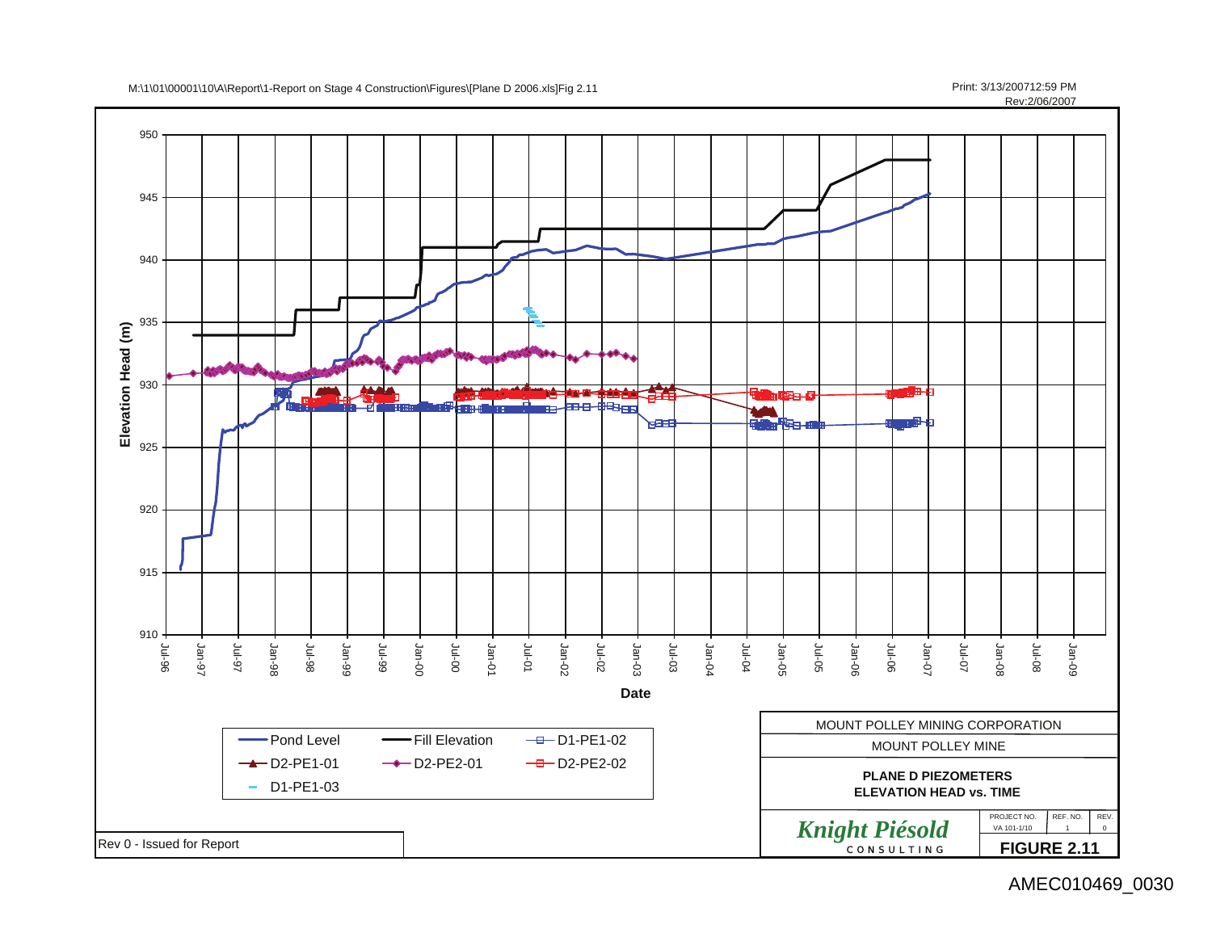M:\1\01\00001\10\A\Report\1-Report on Stage 4 Construction\Figures\[Plane D 2006.xls]Fig 2.11

Print: 3/13/200712:59 PM
Rev:2/06/2007

Elevation Head (m)

950
945
940
935
930
925
920
915
910

Jul-96 Jan-97 Jul-97 Jan-98 Jul-98 Jan-99 Jul-99 Jan-00 Jul-00 Jan-01 Jul-01 Jan-02 Jul-02 Jan-03 Jul-03 Jan-04 Jul-04 Jan-05 Jul-05 Jan-06 Jul-06 Jan-07 Jul-07 Jan-08 Jul-08 Jan-09

Date

- Pond Level
- Fill Elevation
- D1-PE1-02
- D2-PE1-01
- D2-PE2-01
- D2-PE2-02
- D1-PE1-03

MOUNT POLLEY MINING CORPORATION

MOUNT POLLEY MINE

**PLANE D PIEZOMETERS**
**ELEVATION HEAD vs. TIME**

*Knight Piésold*
CONSULTING

| PROJECT NO. | REF. NO. | REV. |
|---|---|---|
| VA 101-1/10 | 1 | 0 |

**FIGURE 2.11**

Rev 0 - Issued for Report

AMEC010469_0030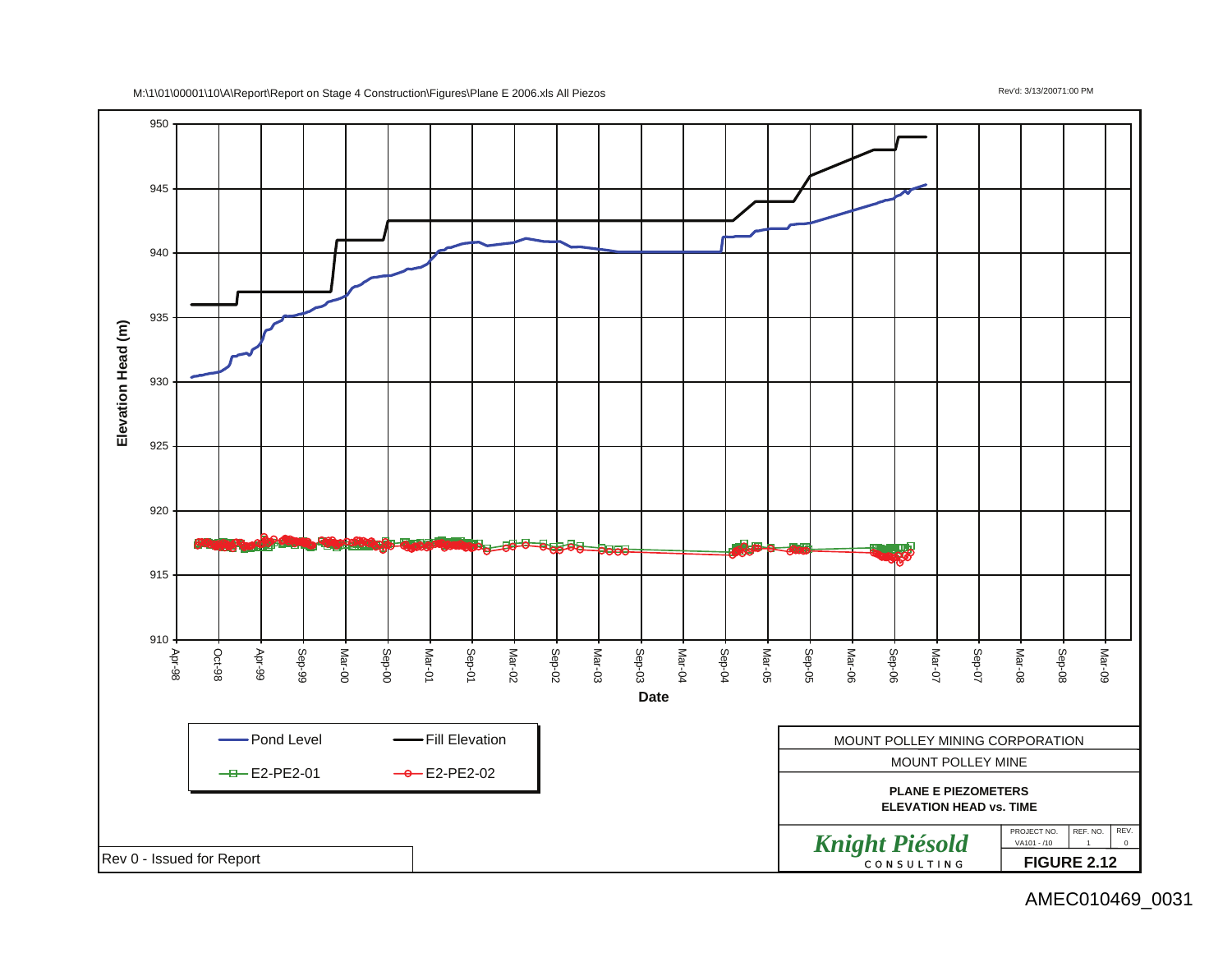M:\1\01\00001\10\A\Report\Report on Stage 4 Construction\Figures\Plane E 2006.xls All Piezos

Rev'd: 3/13/20071:00 PM

Elevation Head (m)

950, 945, 940, 935, 930, 925, 920, 915, 910

Apr-98, Oct-98, Apr-99, Sep-99, Mar-00, Sep-00, Mar-01, Sep-01, Mar-02, Sep-02, Mar-03, Sep-03, Mar-04, Sep-04, Mar-05, Sep-05, Mar-06, Sep-06, Mar-07, Sep-07, Mar-08, Sep-08, Mar-09

Date

- Pond Level
- Fill Elevation
- E2-PE2-01
- E2-PE2-02

Rev 0 - Issued for Report

MOUNT POLLEY MINING CORPORATION

MOUNT POLLEY MINE

**PLANE E PIEZOMETERS**
**ELEVATION HEAD vs. TIME**

*Knight Piésold*
CONSULTING

| PROJECT NO. | REF. NO. | REV. |
|---|---|---|
| VA101 - /10 | 1 | 0 |

**FIGURE 2.12**

AMEC010469_0031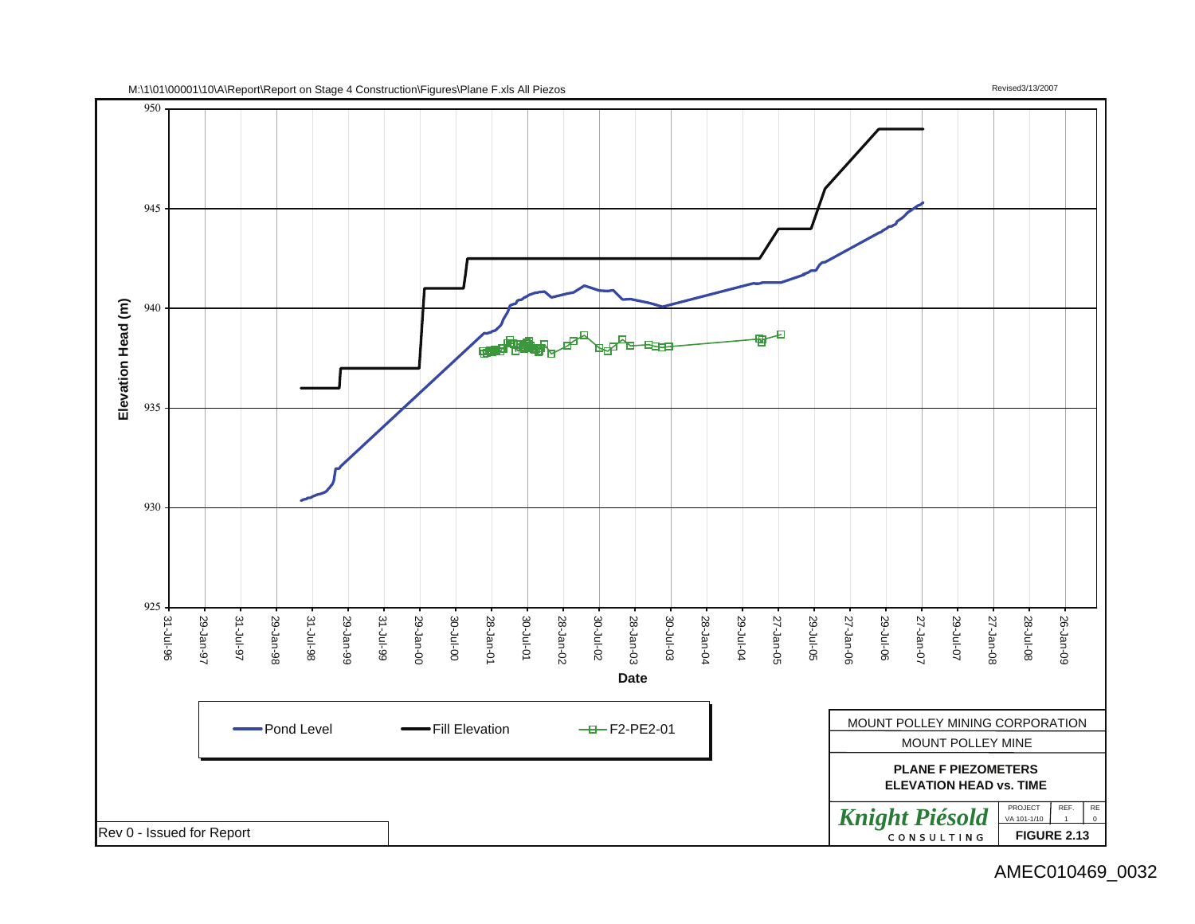M:\1\01\00001\10\A\Report\Report on Stage 4 Construction\Figures\Plane F.xls All Piezos

Revised3/13/2007

Elevation Head (m)

950

945

940

935

930

925

31-Jul-96 | 29-Jan-97 | 31-Jul-97 | 29-Jan-98 | 31-Jul-98 | 29-Jan-99 | 31-Jul-99 | 29-Jan-00 | 30-Jul-00 | 28-Jan-01 | 30-Jul-01 | 28-Jan-02 | 30-Jul-02 | 28-Jan-03 | 30-Jul-03 | 28-Jan-04 | 29-Jul-04 | 27-Jan-05 | 29-Jul-05 | 27-Jan-06 | 29-Jul-06 | 27-Jan-07 | 29-Jul-07 | 27-Jan-08 | 28-Jul-08 | 26-Jan-09

Date

Pond Level — Fill Elevation — F2-PE2-01

Rev 0 - Issued for Report

MOUNT POLLEY MINING CORPORATION

MOUNT POLLEY MINE

**PLANE F PIEZOMETERS**
**ELEVATION HEAD vs. TIME**

Knight Piésold CONSULTING

| PROJECT | REF. | RE |
| --- | --- | --- |
| VA 101-1/10 | 1 | 0 |

**FIGURE 2.13**

AMEC010469_0032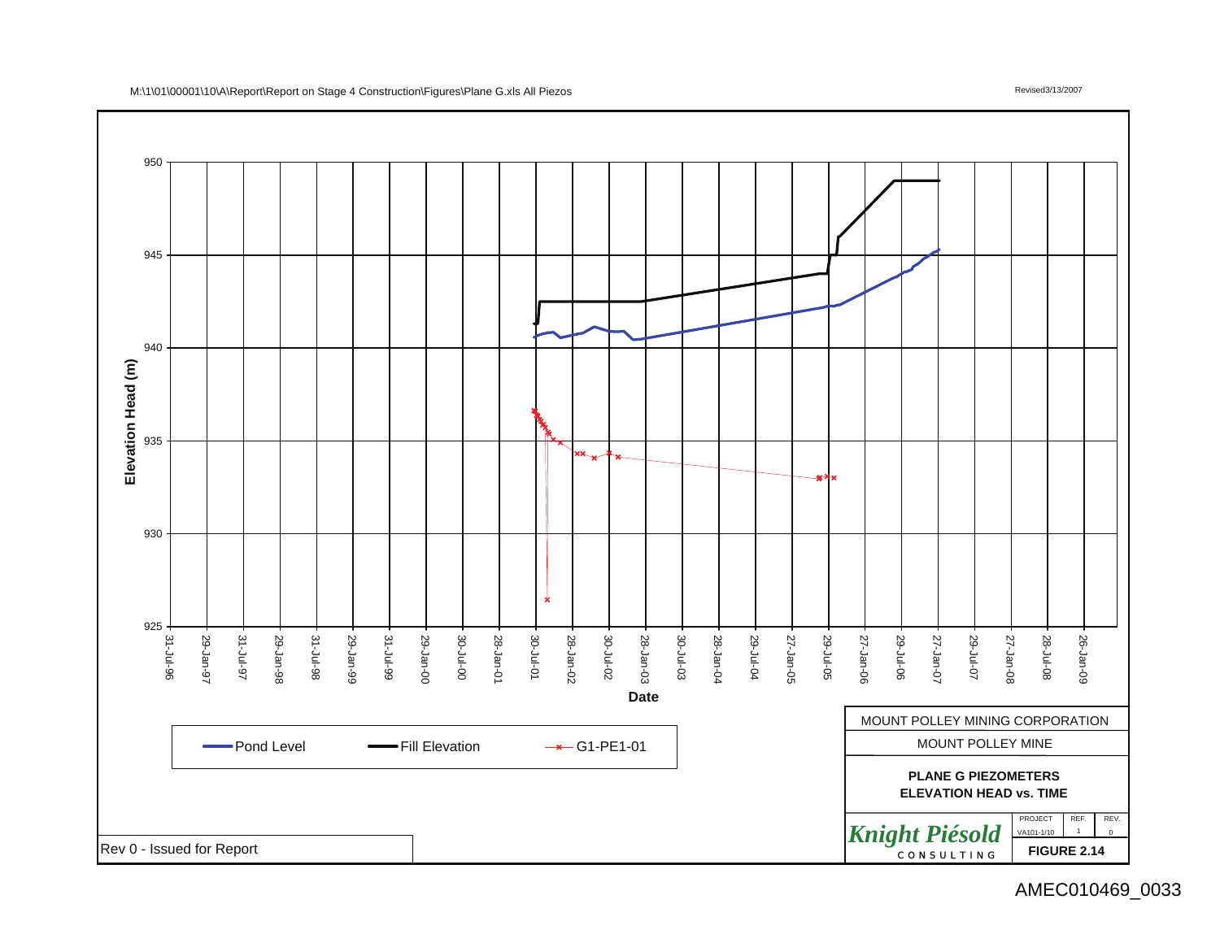M:\1\01\00001\10\A\Report\Report on Stage 4 Construction\Figures\Plane G.xls All Piezos

Revised3/13/2007

950
945
940
935
930
925

Elevation Head (m)

31-Jul-96, 29-Jan-97, 31-Jul-97, 29-Jan-98, 31-Jul-98, 29-Jan-99, 31-Jul-99, 29-Jan-00, 30-Jul-00, 28-Jan-01, 30-Jul-01, 28-Jan-02, 30-Jul-02, 28-Jan-03, 30-Jul-03, 28-Jan-04, 29-Jul-04, 27-Jan-05, 29-Jul-05, 27-Jan-06, 29-Jul-06, 27-Jan-07, 29-Jul-07, 27-Jan-08, 28-Jul-08, 26-Jan-09

Date

Pond Level | Fill Elevation | G1-PE1-01

MOUNT POLLEY MINING CORPORATION

MOUNT POLLEY MINE

**PLANE G PIEZOMETERS**
**ELEVATION HEAD vs. TIME**

*Knight Piésold* CONSULTING

| PROJECT | REF. | REV. |
| --- | --- | --- |
| VA101-1/10 | 1 | 0 |

**FIGURE 2.14**

Rev 0 - Issued for Report

AMEC010469_0033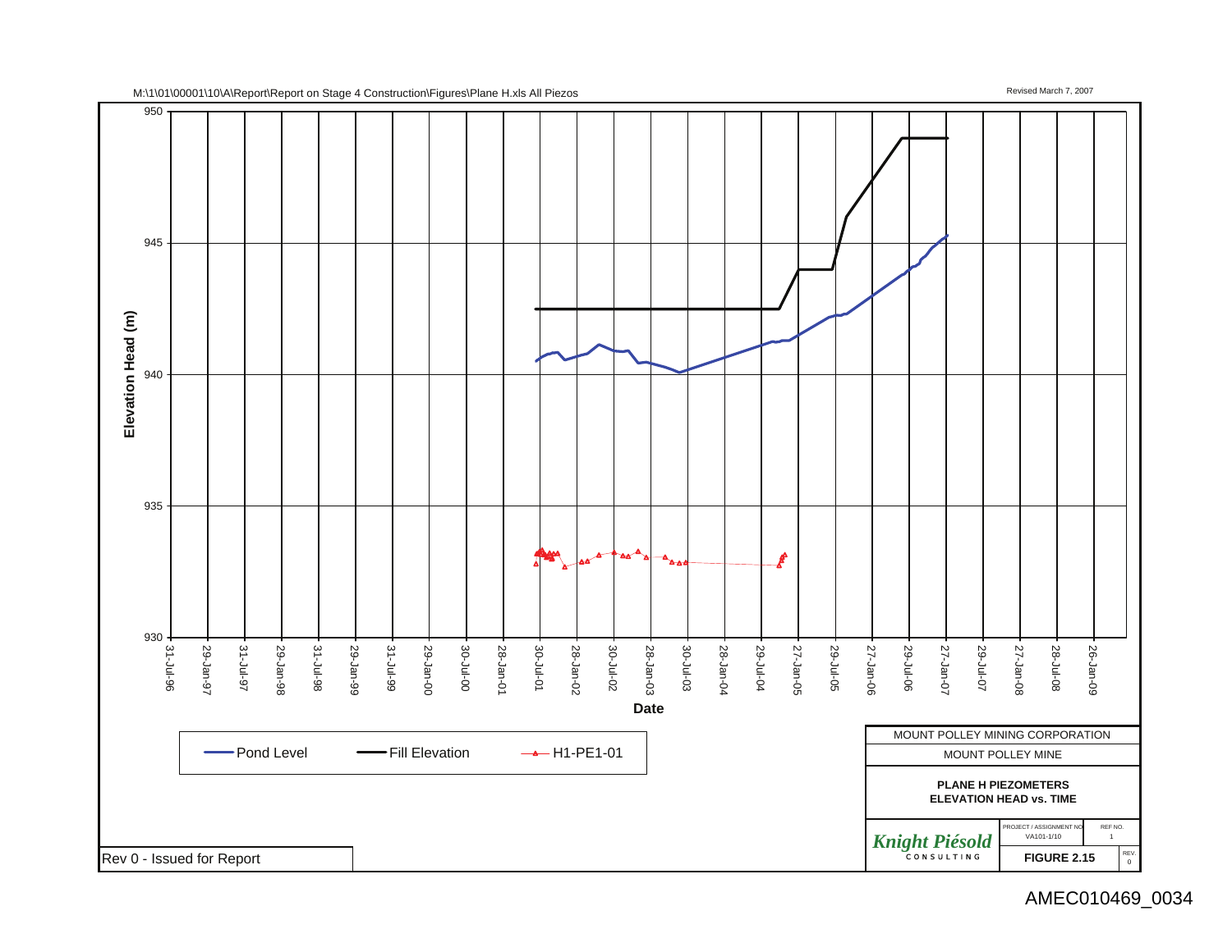M:\1\01\00001\10\A\Report\Report on Stage 4 Construction\Figures\Plane H.xls All Piezos

Revised March 7, 2007

Elevation Head (m)

950

945

940

935

930

31-Jul-96 | 29-Jan-97 | 31-Jul-97 | 29-Jan-98 | 31-Jul-98 | 29-Jan-99 | 31-Jul-99 | 29-Jan-00 | 30-Jul-00 | 28-Jan-01 | 30-Jul-01 | 28-Jan-02 | 30-Jul-02 | 28-Jan-03 | 30-Jul-03 | 28-Jan-04 | 29-Jul-04 | 27-Jan-05 | 29-Jul-05 | 27-Jan-06 | 29-Jul-06 | 27-Jan-07 | 29-Jul-07 | 27-Jan-08 | 28-Jul-08 | 26-Jan-09

**Date**

Pond Level — Fill Elevation — H1-PE1-01

| |
|---|
| MOUNT POLLEY MINING CORPORATION |
| MOUNT POLLEY MINE |
| **PLANE H PIEZOMETERS** **ELEVATION HEAD vs. TIME** |

*Knight Piésold* CONSULTING

PROJECT / ASSIGNMENT NO. VA101-1/10 | REF NO. 1

**FIGURE 2.15** | REV. 0

Rev 0 - Issued for Report

AMEC010469_0034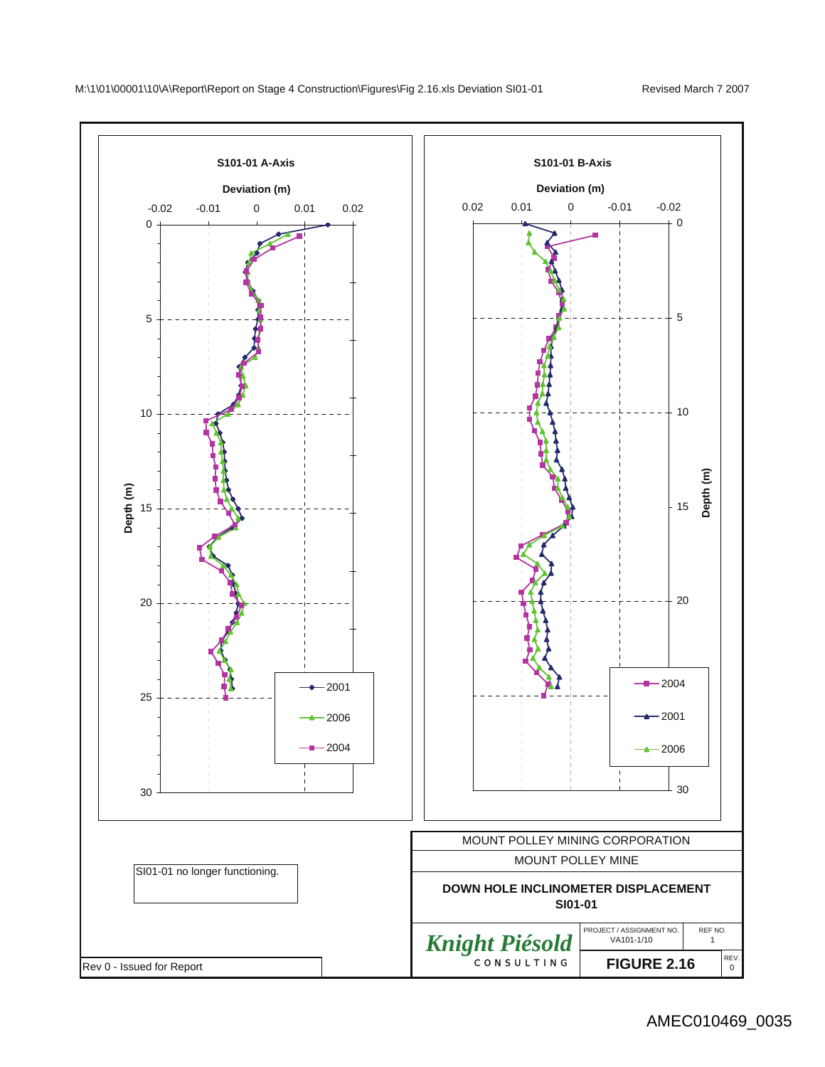M:\1\01\00001\10\A\Report\Report on Stage 4 Construction\Figures\Fig 2.16.xls Deviation SI01-01

Revised March 7 2007

**S101-01 A-Axis**

**Deviation (m)**

-0.02 -0.01 0 0.01 0.02

**Depth (m)**

0 5 10 15 20 25 30

2001

2006

2004

**S101-01 B-Axis**

**Deviation (m)**

0.02 0.01 0 -0.01 -0.02

**Depth (m)**

0 5 10 15 20 25 30

2004

2001

2006

SI01-01 no longer functioning.

MOUNT POLLEY MINING CORPORATION

MOUNT POLLEY MINE

**DOWN HOLE INCLINOMETER DISPLACEMENT**
**SI01-01**

*Knight Piésold*
CONSULTING

| PROJECT / ASSIGNMENT NO. | REF NO. |
|---|---|
| VA101-1/10 | 1 |

**FIGURE 2.16** REV. 0

Rev 0 - Issued for Report

AMEC010469_0035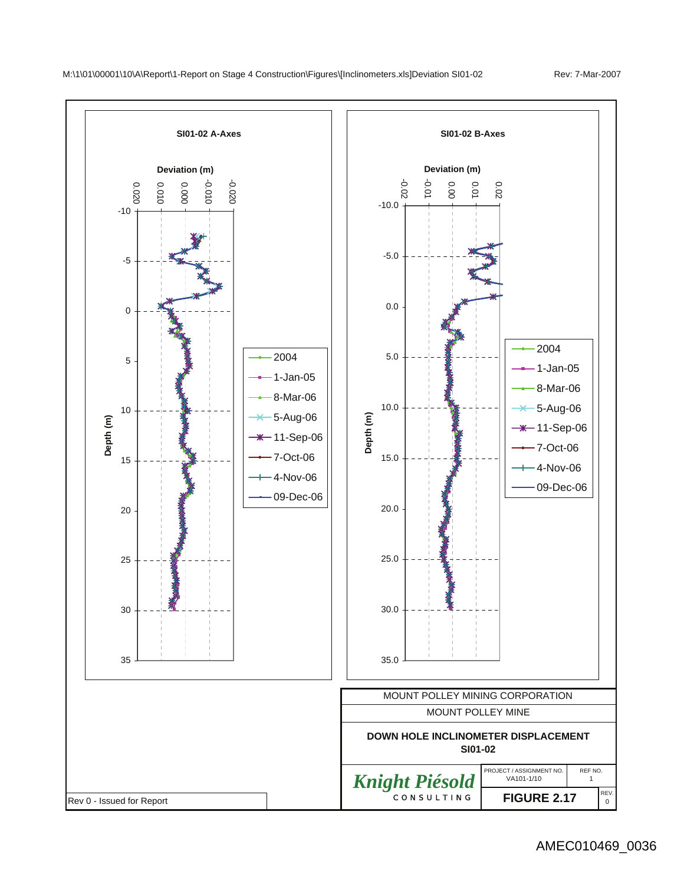M:\1\01\00001\10\A\Report\1-Report on Stage 4 Construction\Figures\[Inclinometers.xls]Deviation SI01-02

Rev: 7-Mar-2007

**SI01-02 A-Axes**

Deviation (m)

0.020, 0.010, 0.000, -0.010, -0.020

Depth (m)

-10, -5, 0, 5, 10, 15, 20, 25, 30, 35

Legend: 2004, 1-Jan-05, 8-Mar-06, 5-Aug-06, 11-Sep-06, 7-Oct-06, 4-Nov-06, 09-Dec-06

**SI01-02 B-Axes**

Deviation (m)

-0.02, -0.01, 0.00, 0.01, 0.02

Depth (m)

-10.0, -5.0, 0.0, 5.0, 10.0, 15.0, 20.0, 25.0, 30.0, 35.0

Legend: 2004, 1-Jan-05, 8-Mar-06, 5-Aug-06, 11-Sep-06, 7-Oct-06, 4-Nov-06, 09-Dec-06

MOUNT POLLEY MINING CORPORATION

MOUNT POLLEY MINE

**DOWN HOLE INCLINOMETER DISPLACEMENT**
**SI01-02**

| Knight Piésold CONSULTING | PROJECT / ASSIGNMENT NO. VA101-1/10 | REF NO. 1 |
|---|---|---|
| | **FIGURE 2.17** | REV. 0 |

Rev 0 - Issued for Report

AMEC010469_0036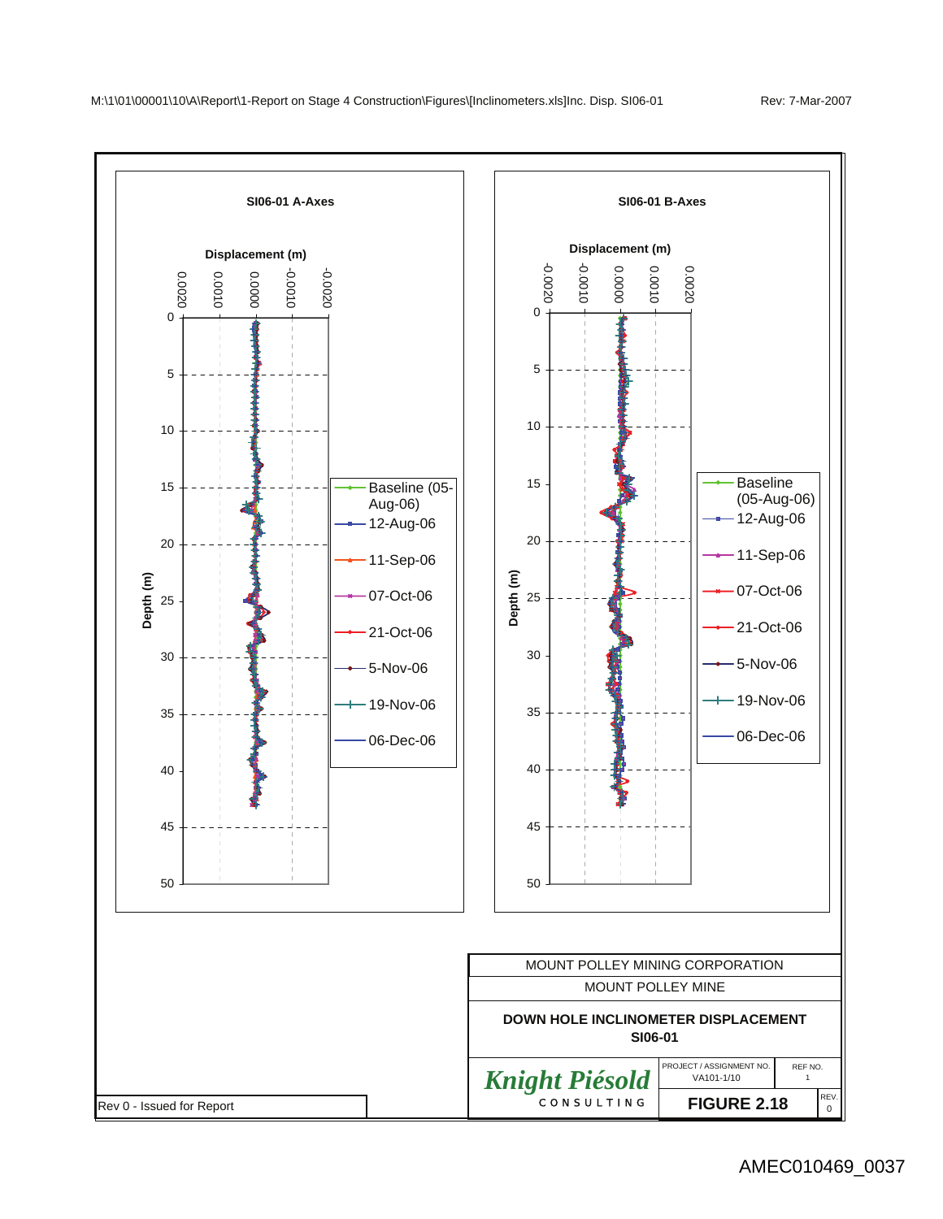M:\1\01\00001\10\A\Report\1-Report on Stage 4 Construction\Figures\[Inclinometers.xls]Inc. Disp. SI06-01

Rev: 7-Mar-2007

**SI06-01 A-Axes**

Displacement (m)

0.0020 | 0.0010 | 0.0000 | -0.0010 | -0.0020

Depth (m): 0, 5, 10, 15, 20, 25, 30, 35, 40, 45, 50

Legend:
- Baseline (05-Aug-06)
- 12-Aug-06
- 11-Sep-06
- 07-Oct-06
- 21-Oct-06
- 5-Nov-06
- 19-Nov-06
- 06-Dec-06

**SI06-01 B-Axes**

Displacement (m)

-0.0020 | -0.0010 | 0.0000 | 0.0010 | 0.0020

Depth (m): 0, 5, 10, 15, 20, 25, 30, 35, 40, 45, 50

Legend:
- Baseline (05-Aug-06)
- 12-Aug-06
- 11-Sep-06
- 07-Oct-06
- 21-Oct-06
- 5-Nov-06
- 19-Nov-06
- 06-Dec-06

MOUNT POLLEY MINING CORPORATION

MOUNT POLLEY MINE

**DOWN HOLE INCLINOMETER DISPLACEMENT SI06-01**

| Knight Piésold CONSULTING | PROJECT / ASSIGNMENT NO. VA101-1/10 | REF NO. 1 |
|---|---|---|
| | **FIGURE 2.18** | REV. 0 |

Rev 0 - Issued for Report

AMEC010469_0037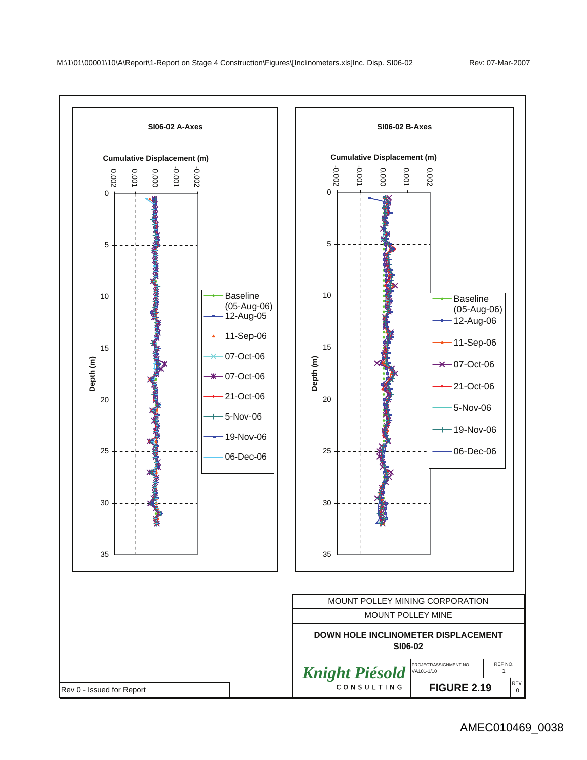M:\1\01\00001\10\A\Report\1-Report on Stage 4 Construction\Figures\[Inclinometers.xls]Inc. Disp. SI06-02

Rev: 07-Mar-2007

**SI06-02 A-Axes**

Cumulative Displacement (m)

0.002, 0.001, 0.000, -0.001, -0.002

Depth (m): 0, 5, 10, 15, 20, 25, 30, 35

Legend:
- Baseline (05-Aug-06)
- 12-Aug-05
- 11-Sep-06
- 07-Oct-06
- 07-Oct-06
- 21-Oct-06
- 5-Nov-06
- 19-Nov-06
- 06-Dec-06

**SI06-02 B-Axes**

Cumulative Displacement (m)

-0.002, -0.001, 0.000, 0.001, 0.002

Depth (m): 0, 5, 10, 15, 20, 25, 30, 35

Legend:
- Baseline (05-Aug-06)
- 12-Aug-06
- 11-Sep-06
- 07-Oct-06
- 21-Oct-06
- 5-Nov-06
- 19-Nov-06
- 06-Dec-06

MOUNT POLLEY MINING CORPORATION

MOUNT POLLEY MINE

**DOWN HOLE INCLINOMETER DISPLACEMENT**
**SI06-02**

Knight Piésold CONSULTING

PROJECT/ASSIGNMENT NO. VA101-1/10

REF NO. 1

**FIGURE 2.19**

REV. 0

Rev 0 - Issued for Report

AMEC010469_0038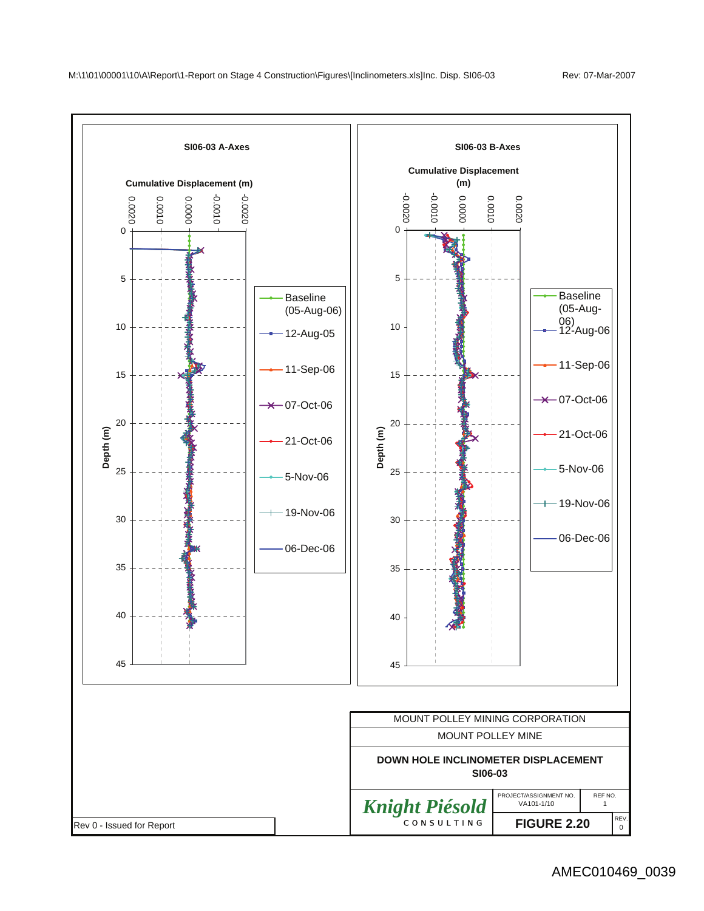M:\1\01\00001\10\A\Report\1-Report on Stage 4 Construction\Figures\[Inclinometers.xls]Inc. Disp. SI06-03 Rev: 07-Mar-2007

**SI06-03 A-Axes**

**Cumulative Displacement (m)**

0.0020, 0.0010, 0.0000, -0.0010, -0.0020

**Depth (m)**: 0, 5, 10, 15, 20, 25, 30, 35, 40, 45

Legend:
- Baseline (05-Aug-06)
- 12-Aug-05
- 11-Sep-06
- 07-Oct-06
- 21-Oct-06
- 5-Nov-06
- 19-Nov-06
- 06-Dec-06

**SI06-03 B-Axes**

**Cumulative Displacement (m)**

-0.0020, -0.0010, 0.0000, 0.0010, 0.0020

**Depth (m)**: 0, 5, 10, 15, 20, 25, 30, 35, 40, 45

Legend:
- Baseline (05-Aug-06)
- 12-Aug-06
- 11-Sep-06
- 07-Oct-06
- 21-Oct-06
- 5-Nov-06
- 19-Nov-06
- 06-Dec-06

MOUNT POLLEY MINING CORPORATION

MOUNT POLLEY MINE

**DOWN HOLE INCLINOMETER DISPLACEMENT SI06-03**

Knight Piésold CONSULTING

| PROJECT/ASSIGNMENT NO. | REF NO. |
| --- | --- |
| VA101-1/10 | 1 |

**FIGURE 2.20** REV. 0

Rev 0 - Issued for Report

AMEC010469_0039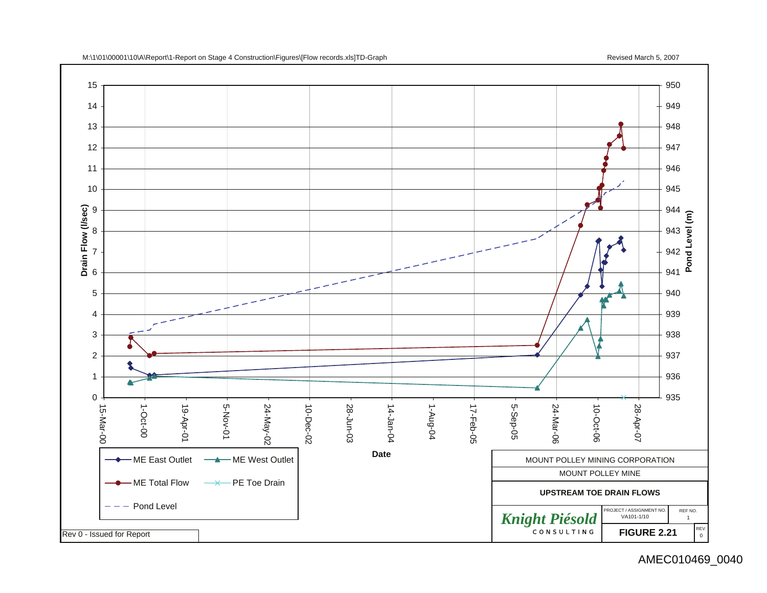M:\1\01\00001\10\A\Report\1-Report on Stage 4 Construction\Figures\[Flow records.xls]TD-Graph

Revised March 5, 2007

Drain Flow (l/sec)

Pond Level (m)

Date

15-Mar-00, 1-Oct-00, 19-Apr-01, 5-Nov-01, 24-May-02, 10-Dec-02, 28-Jun-03, 14-Jan-04, 1-Aug-04, 17-Feb-05, 5-Sep-05, 24-Mar-06, 10-Oct-06, 28-Apr-07

- ME East Outlet
- ME West Outlet
- ME Total Flow
- PE Toe Drain
- Pond Level

MOUNT POLLEY MINING CORPORATION

MOUNT POLLEY MINE

**UPSTREAM TOE DRAIN FLOWS**

*Knight Piésold* CONSULTING

| PROJECT / ASSIGNMENT NO. | REF NO. |
| --- | --- |
| VA101-1/10 | 1 |

| FIGURE 2.21 | REV. 0 |
| --- | --- |

Rev 0 - Issued for Report

AMEC010469_0040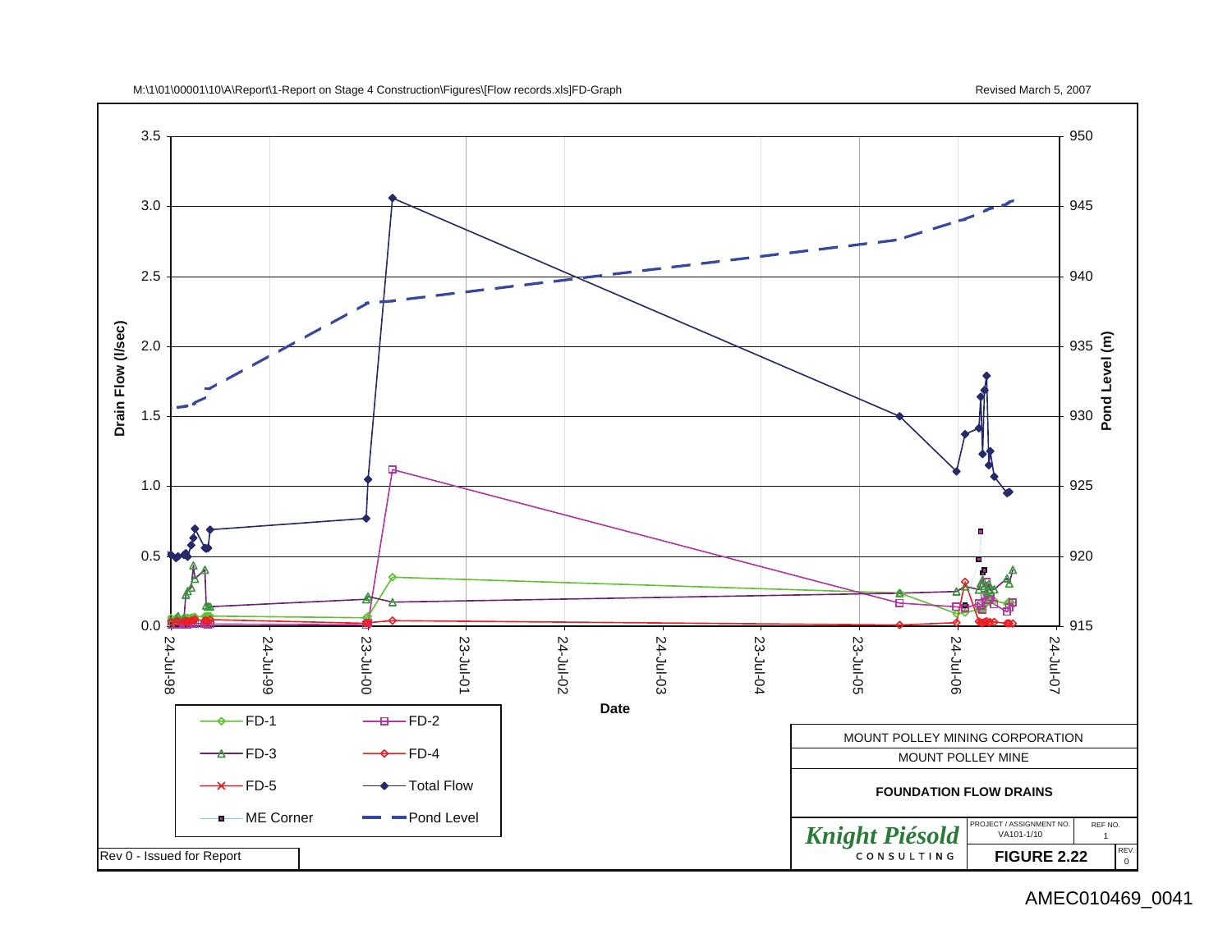M:\1\01\00001\10\A\Report\1-Report on Stage 4 Construction\Figures\[Flow records.xls]FD-Graph

Revised March 5, 2007

Drain Flow (l/sec)

3.5
3.0
2.5
2.0
1.5
1.0
0.5
0.0

Pond Level (m)

950
945
940
935
930
925
920
915

24-Jul-98
24-Jul-99
23-Jul-00
23-Jul-01
24-Jul-02
24-Jul-03
23-Jul-04
23-Jul-05
24-Jul-06
24-Jul-07

Date

FD-1
FD-2
FD-3
FD-4
FD-5
Total Flow
ME Corner
Pond Level

MOUNT POLLEY MINING CORPORATION

MOUNT POLLEY MINE

**FOUNDATION FLOW DRAINS**

Knight Piésold CONSULTING

PROJECT / ASSIGNMENT NO. VA101-1/10

REF NO. 1

**FIGURE 2.22**

REV. 0

Rev 0 - Issued for Report

AMEC010469_0041